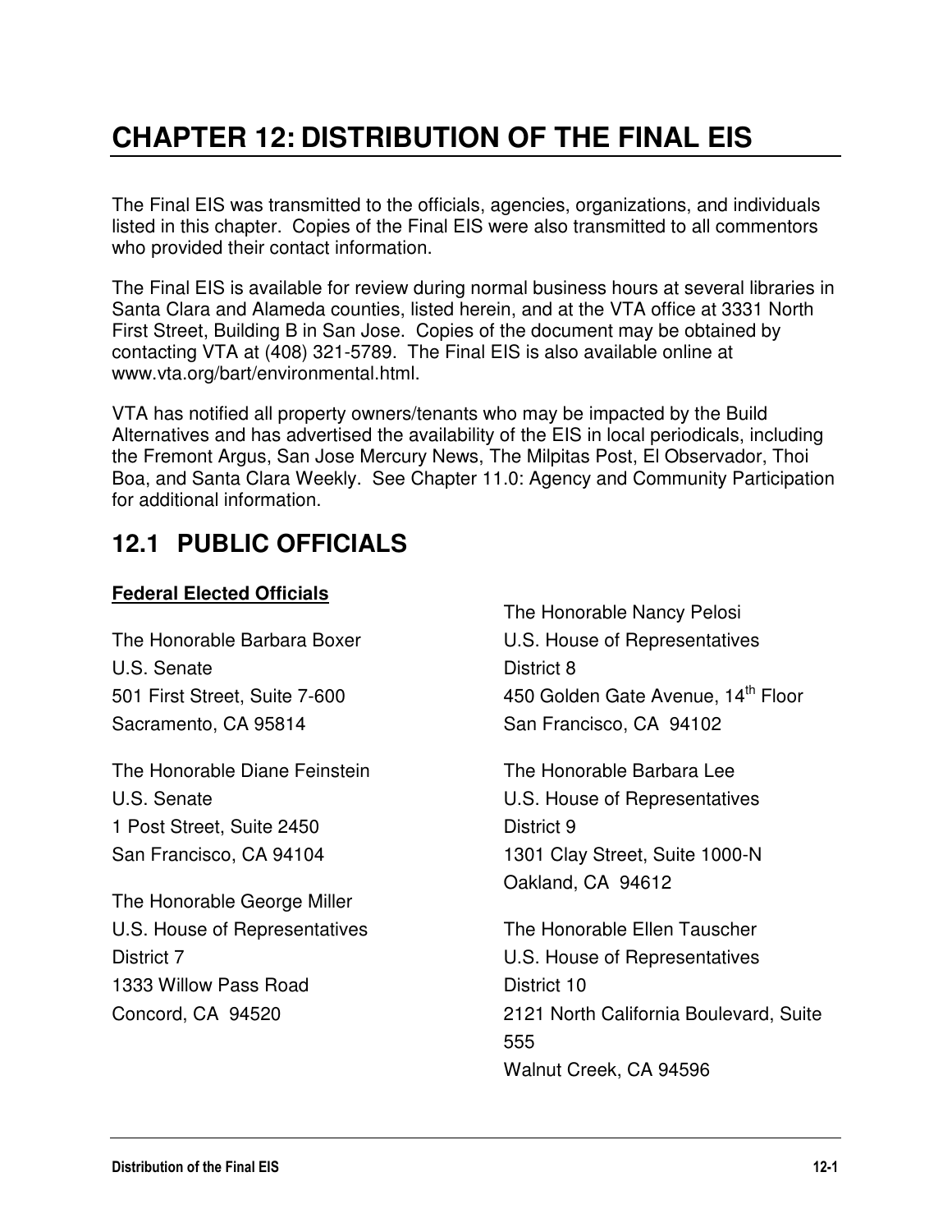# CHAPTER 12: DISTRIBUTION OF THE FINAL EIS

The Final EIS was transmitted to the officials, agencies, organizations, and individuals listed in this chapter. Copies of the Final EIS were also transmitted to all commentors who provided their contact information.

The Final EIS is available for review during normal business hours at several libraries in Santa Clara and Alameda counties, listed herein, and at the VTA office at 3331 North First Street, Building B in San Jose. Copies of the document may be obtained by contacting VTA at (408) 321-5789. The Final EIS is also available online at www.vta.org/bart/environmental.html.

VTA has notified all property owners/tenants who may be impacted by the Build Alternatives and has advertised the availability of the EIS in local periodicals, including the Fremont Argus, San Jose Mercury News, The Milpitas Post, El Observador, Thoi Boa, and Santa Clara Weekly. See Chapter 11.0: Agency and Community Participation for additional information.

## 12.1 PUBLIC OFFICIALS

**Federal Elected Officials**

The Honorable Barbara Boxer
U.S. Senate
501 First Street, Suite 7-600
Sacramento, CA 95814

The Honorable Diane Feinstein
U.S. Senate
1 Post Street, Suite 2450
San Francisco, CA 94104

The Honorable George Miller
U.S. House of Representatives
District 7
1333 Willow Pass Road
Concord, CA 94520

The Honorable Nancy Pelosi
U.S. House of Representatives
District 8
450 Golden Gate Avenue, 14th Floor
San Francisco, CA 94102

The Honorable Barbara Lee
U.S. House of Representatives
District 9
1301 Clay Street, Suite 1000-N
Oakland, CA 94612

The Honorable Ellen Tauscher
U.S. House of Representatives
District 10
2121 North California Boulevard, Suite 555
Walnut Creek, CA 94596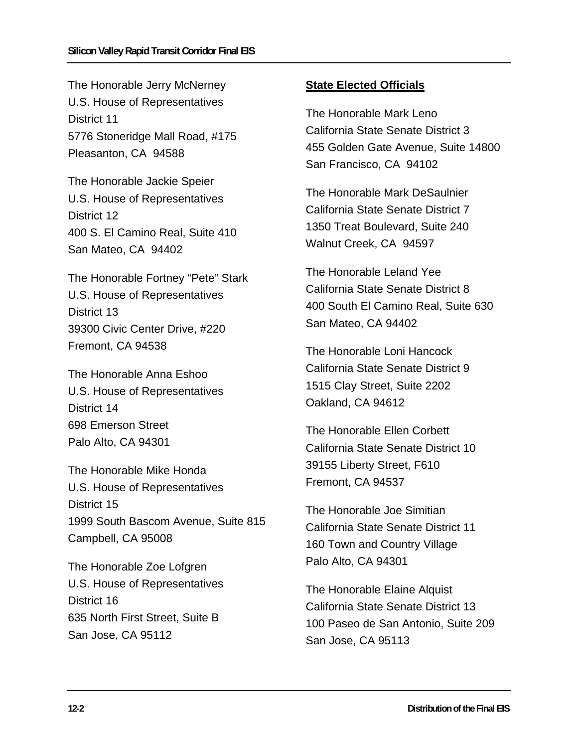The Honorable Jerry McNerney
U.S. House of Representatives
District 11
5776 Stoneridge Mall Road, #175
Pleasanton, CA 94588

The Honorable Jackie Speier
U.S. House of Representatives
District 12
400 S. El Camino Real, Suite 410
San Mateo, CA 94402

The Honorable Fortney "Pete" Stark
U.S. House of Representatives
District 13
39300 Civic Center Drive, #220
Fremont, CA 94538

The Honorable Anna Eshoo
U.S. House of Representatives
District 14
698 Emerson Street
Palo Alto, CA 94301

The Honorable Mike Honda
U.S. House of Representatives
District 15
1999 South Bascom Avenue, Suite 815
Campbell, CA 95008

The Honorable Zoe Lofgren
U.S. House of Representatives
District 16
635 North First Street, Suite B
San Jose, CA 95112

## State Elected Officials

The Honorable Mark Leno
California State Senate District 3
455 Golden Gate Avenue, Suite 14800
San Francisco, CA 94102

The Honorable Mark DeSaulnier
California State Senate District 7
1350 Treat Boulevard, Suite 240
Walnut Creek, CA 94597

The Honorable Leland Yee
California State Senate District 8
400 South El Camino Real, Suite 630
San Mateo, CA 94402

The Honorable Loni Hancock
California State Senate District 9
1515 Clay Street, Suite 2202
Oakland, CA 94612

The Honorable Ellen Corbett
California State Senate District 10
39155 Liberty Street, F610
Fremont, CA 94537

The Honorable Joe Simitian
California State Senate District 11
160 Town and Country Village
Palo Alto, CA 94301

The Honorable Elaine Alquist
California State Senate District 13
100 Paseo de San Antonio, Suite 209
San Jose, CA 95113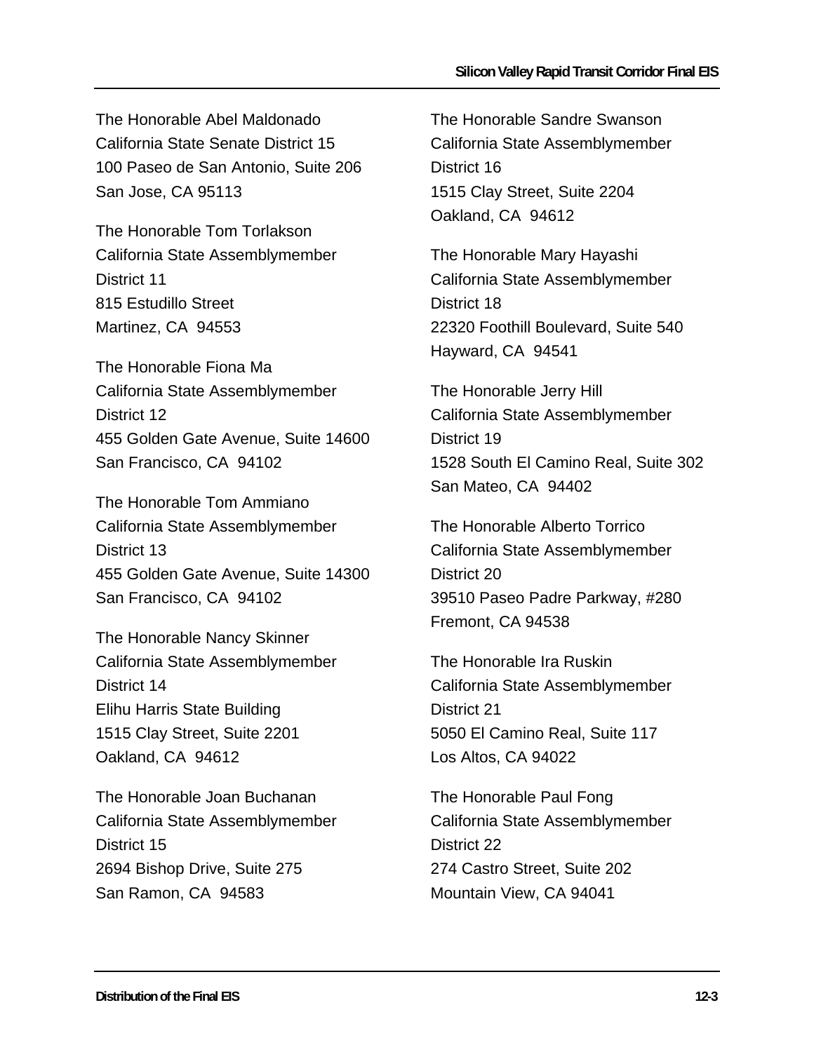The Honorable Abel Maldonado
California State Senate District 15
100 Paseo de San Antonio, Suite 206
San Jose, CA 95113

The Honorable Tom Torlakson
California State Assemblymember
District 11
815 Estudillo Street
Martinez, CA  94553

The Honorable Fiona Ma
California State Assemblymember
District 12
455 Golden Gate Avenue, Suite 14600
San Francisco, CA  94102

The Honorable Tom Ammiano
California State Assemblymember
District 13
455 Golden Gate Avenue, Suite 14300
San Francisco, CA  94102

The Honorable Nancy Skinner
California State Assemblymember
District 14
Elihu Harris State Building
1515 Clay Street, Suite 2201
Oakland, CA  94612

The Honorable Joan Buchanan
California State Assemblymember
District 15
2694 Bishop Drive, Suite 275
San Ramon, CA  94583

The Honorable Sandre Swanson
California State Assemblymember
District 16
1515 Clay Street, Suite 2204
Oakland, CA  94612

The Honorable Mary Hayashi
California State Assemblymember
District 18
22320 Foothill Boulevard, Suite 540
Hayward, CA  94541

The Honorable Jerry Hill
California State Assemblymember
District 19
1528 South El Camino Real, Suite 302
San Mateo, CA  94402

The Honorable Alberto Torrico
California State Assemblymember
District 20
39510 Paseo Padre Parkway, #280
Fremont, CA 94538

The Honorable Ira Ruskin
California State Assemblymember
District 21
5050 El Camino Real, Suite 117
Los Altos, CA 94022

The Honorable Paul Fong
California State Assemblymember
District 22
274 Castro Street, Suite 202
Mountain View, CA 94041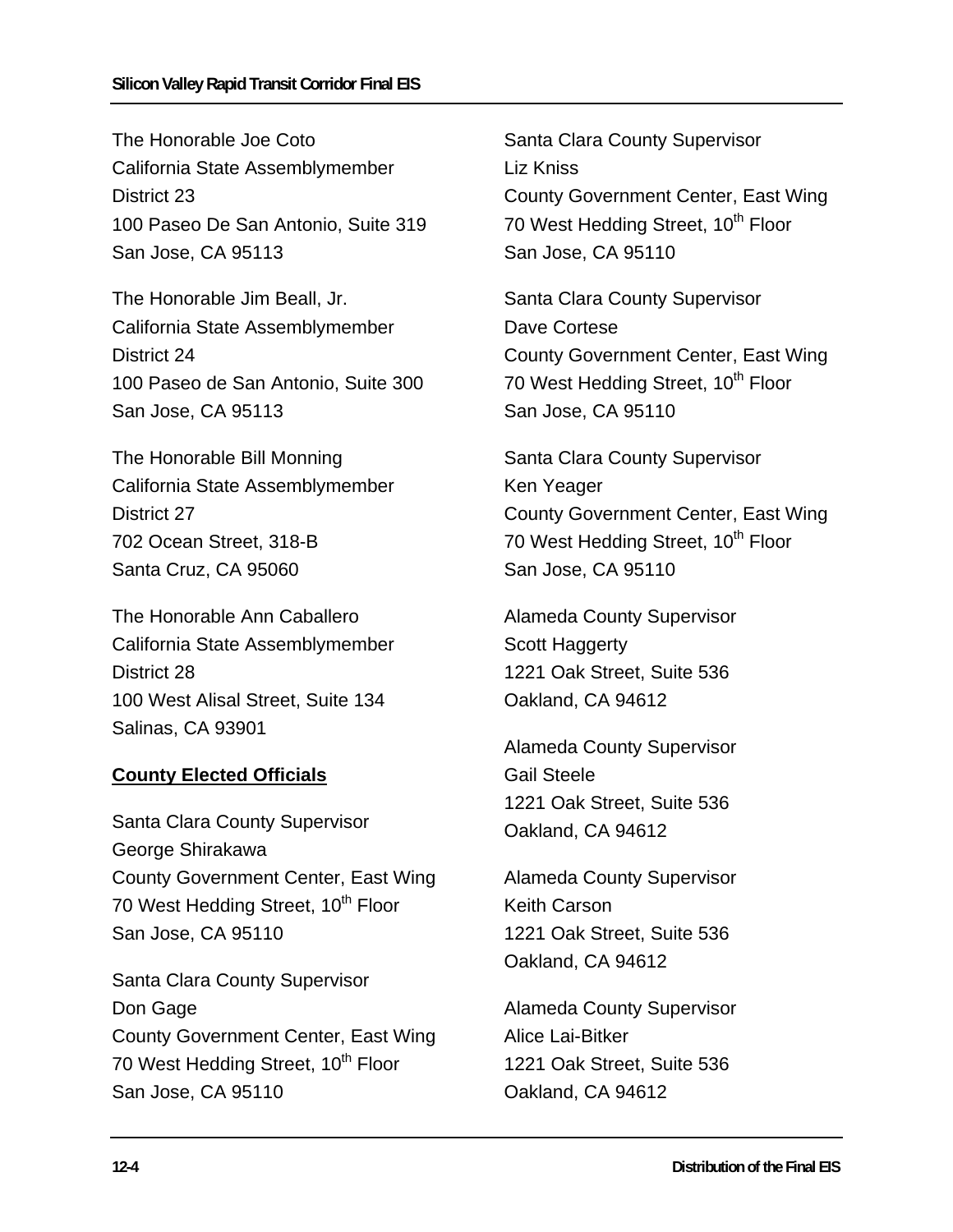The Honorable Joe Coto
California State Assemblymember
District 23
100 Paseo De San Antonio, Suite 319
San Jose, CA 95113

The Honorable Jim Beall, Jr.
California State Assemblymember
District 24
100 Paseo de San Antonio, Suite 300
San Jose, CA 95113

The Honorable Bill Monning
California State Assemblymember
District 27
702 Ocean Street, 318-B
Santa Cruz, CA 95060

The Honorable Ann Caballero
California State Assemblymember
District 28
100 West Alisal Street, Suite 134
Salinas, CA 93901

**County Elected Officials**

Santa Clara County Supervisor
George Shirakawa
County Government Center, East Wing
70 West Hedding Street, 10th Floor
San Jose, CA 95110

Santa Clara County Supervisor
Don Gage
County Government Center, East Wing
70 West Hedding Street, 10th Floor
San Jose, CA 95110

Santa Clara County Supervisor
Liz Kniss
County Government Center, East Wing
70 West Hedding Street, 10th Floor
San Jose, CA 95110

Santa Clara County Supervisor
Dave Cortese
County Government Center, East Wing
70 West Hedding Street, 10th Floor
San Jose, CA 95110

Santa Clara County Supervisor
Ken Yeager
County Government Center, East Wing
70 West Hedding Street, 10th Floor
San Jose, CA 95110

Alameda County Supervisor
Scott Haggerty
1221 Oak Street, Suite 536
Oakland, CA 94612

Alameda County Supervisor
Gail Steele
1221 Oak Street, Suite 536
Oakland, CA 94612

Alameda County Supervisor
Keith Carson
1221 Oak Street, Suite 536
Oakland, CA 94612

Alameda County Supervisor
Alice Lai-Bitker
1221 Oak Street, Suite 536
Oakland, CA 94612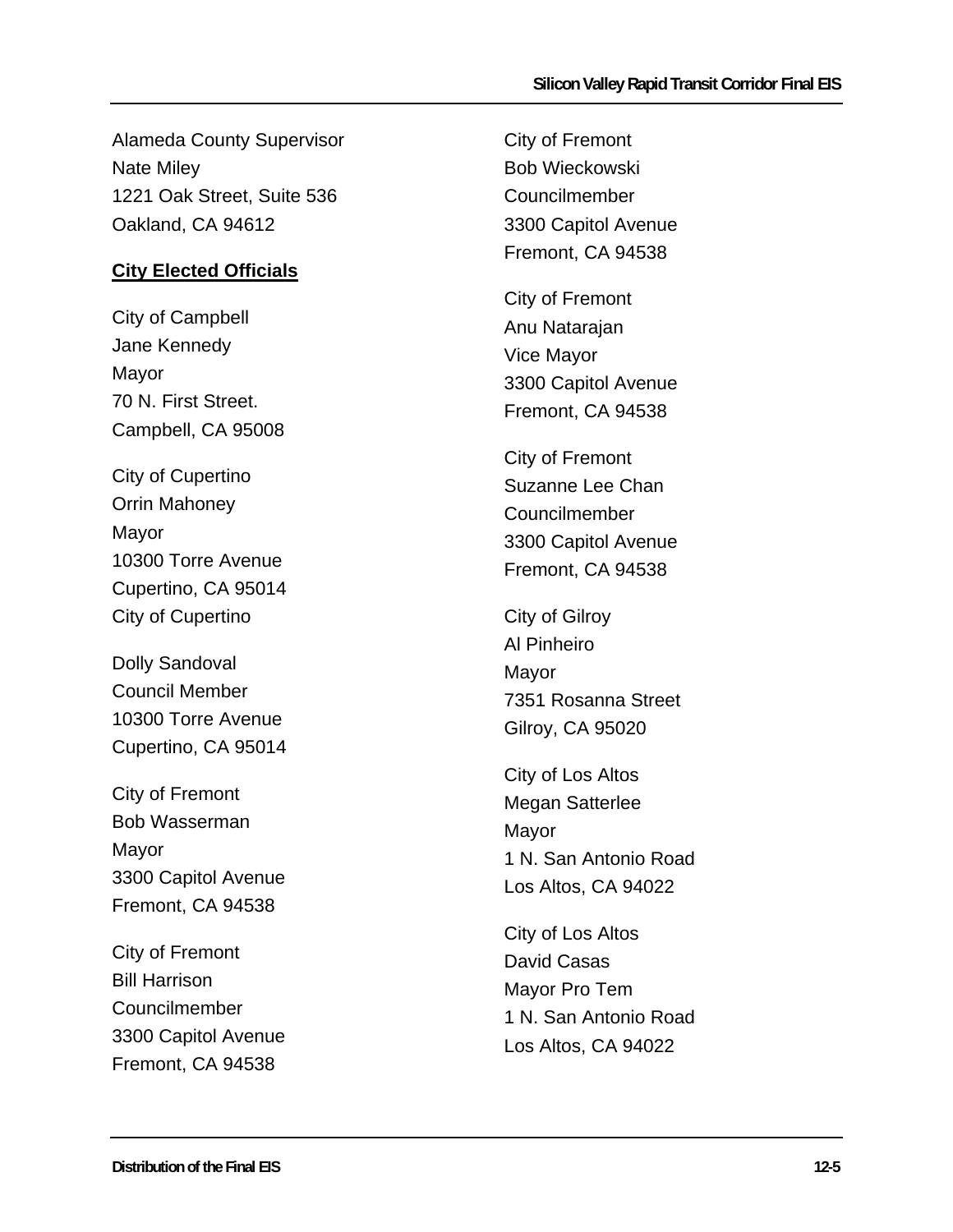Alameda County Supervisor
Nate Miley
1221 Oak Street, Suite 536
Oakland, CA 94612

**City Elected Officials**

City of Campbell
Jane Kennedy
Mayor
70 N. First Street.
Campbell, CA 95008

City of Cupertino
Orrin Mahoney
Mayor
10300 Torre Avenue
Cupertino, CA 95014
City of Cupertino

Dolly Sandoval
Council Member
10300 Torre Avenue
Cupertino, CA 95014

City of Fremont
Bob Wasserman
Mayor
3300 Capitol Avenue
Fremont, CA 94538

City of Fremont
Bill Harrison
Councilmember
3300 Capitol Avenue
Fremont, CA 94538

City of Fremont
Bob Wieckowski
Councilmember
3300 Capitol Avenue
Fremont, CA 94538

City of Fremont
Anu Natarajan
Vice Mayor
3300 Capitol Avenue
Fremont, CA 94538

City of Fremont
Suzanne Lee Chan
Councilmember
3300 Capitol Avenue
Fremont, CA 94538

City of Gilroy
Al Pinheiro
Mayor
7351 Rosanna Street
Gilroy, CA 95020

City of Los Altos
Megan Satterlee
Mayor
1 N. San Antonio Road
Los Altos, CA 94022

City of Los Altos
David Casas
Mayor Pro Tem
1 N. San Antonio Road
Los Altos, CA 94022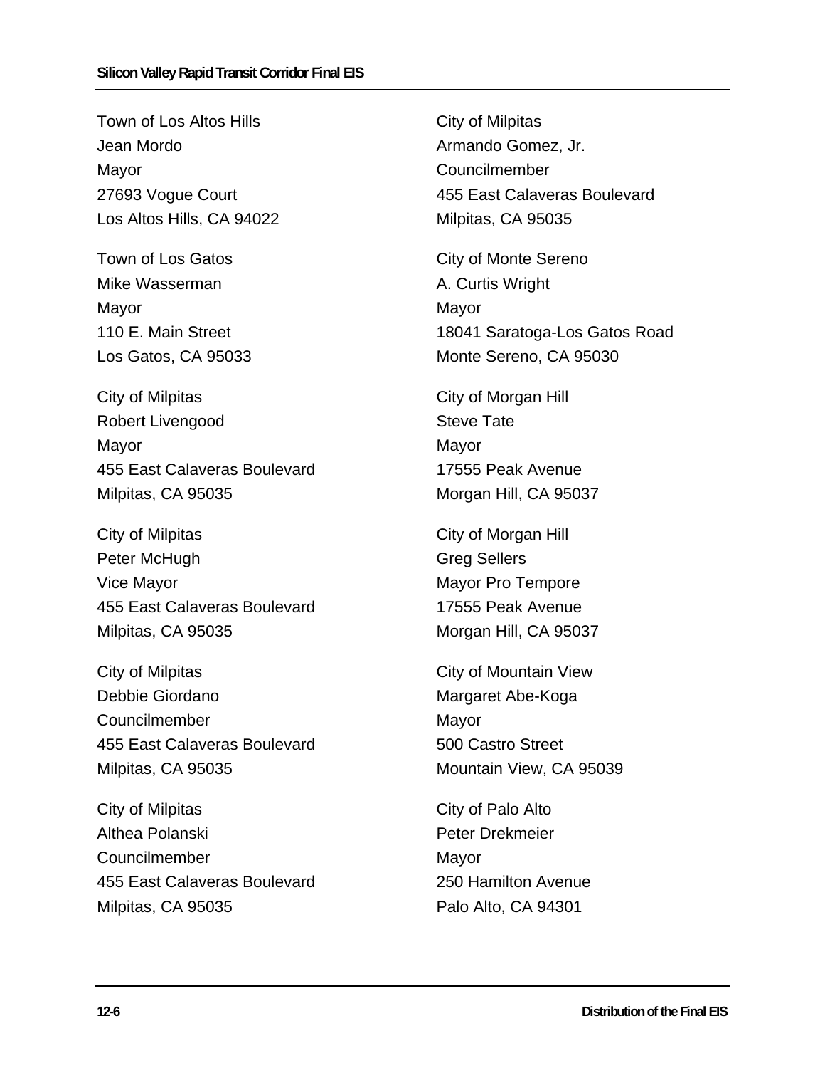Town of Los Altos Hills
Jean Mordo
Mayor
27693 Vogue Court
Los Altos Hills, CA 94022

Town of Los Gatos
Mike Wasserman
Mayor
110 E. Main Street
Los Gatos, CA 95033

City of Milpitas
Robert Livengood
Mayor
455 East Calaveras Boulevard
Milpitas, CA 95035

City of Milpitas
Peter McHugh
Vice Mayor
455 East Calaveras Boulevard
Milpitas, CA 95035

City of Milpitas
Debbie Giordano
Councilmember
455 East Calaveras Boulevard
Milpitas, CA 95035

City of Milpitas
Althea Polanski
Councilmember
455 East Calaveras Boulevard
Milpitas, CA 95035

City of Milpitas
Armando Gomez, Jr.
Councilmember
455 East Calaveras Boulevard
Milpitas, CA 95035

City of Monte Sereno
A. Curtis Wright
Mayor
18041 Saratoga-Los Gatos Road
Monte Sereno, CA 95030

City of Morgan Hill
Steve Tate
Mayor
17555 Peak Avenue
Morgan Hill, CA 95037

City of Morgan Hill
Greg Sellers
Mayor Pro Tempore
17555 Peak Avenue
Morgan Hill, CA 95037

City of Mountain View
Margaret Abe-Koga
Mayor
500 Castro Street
Mountain View, CA 95039

City of Palo Alto
Peter Drekmeier
Mayor
250 Hamilton Avenue
Palo Alto, CA 94301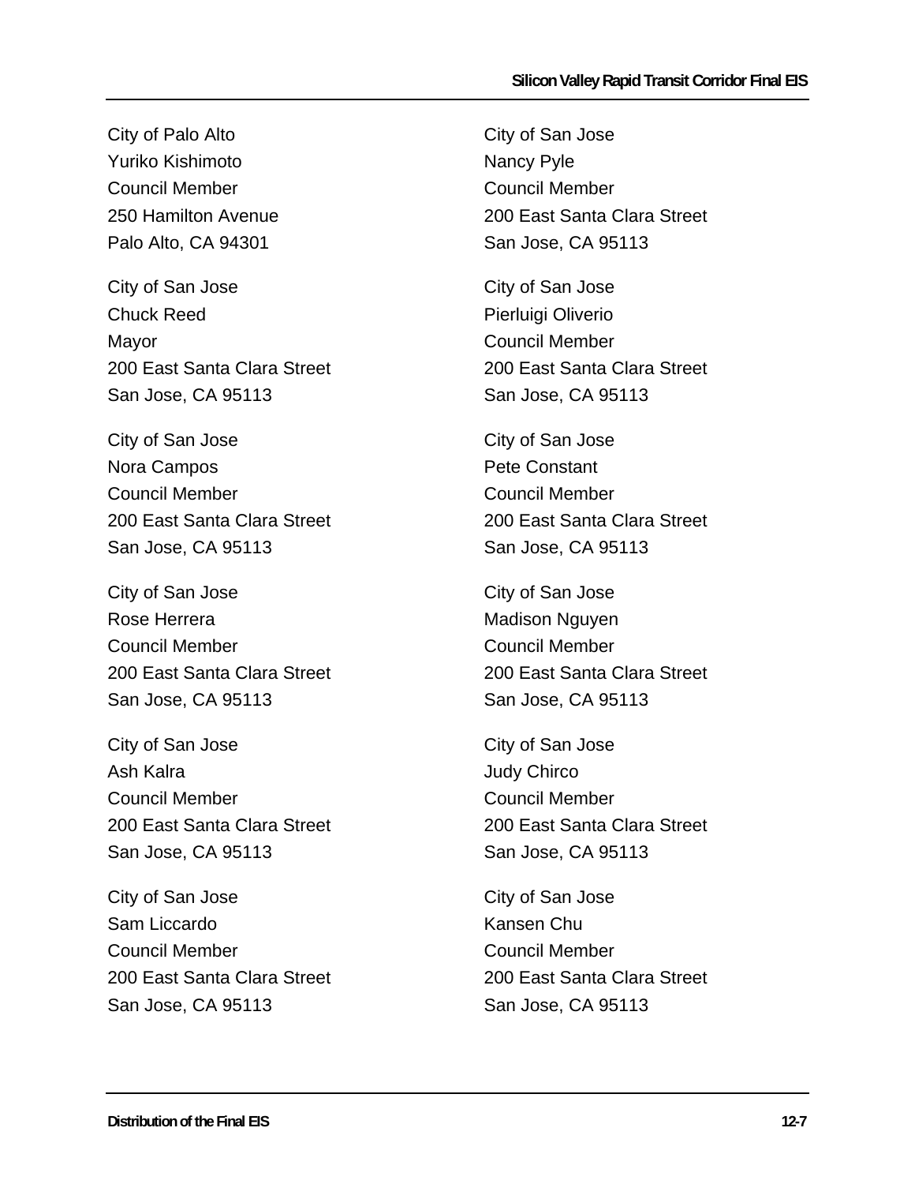City of Palo Alto
Yuriko Kishimoto
Council Member
250 Hamilton Avenue
Palo Alto, CA 94301

City of San Jose
Chuck Reed
Mayor
200 East Santa Clara Street
San Jose, CA 95113

City of San Jose
Nora Campos
Council Member
200 East Santa Clara Street
San Jose, CA 95113

City of San Jose
Rose Herrera
Council Member
200 East Santa Clara Street
San Jose, CA 95113

City of San Jose
Ash Kalra
Council Member
200 East Santa Clara Street
San Jose, CA 95113

City of San Jose
Sam Liccardo
Council Member
200 East Santa Clara Street
San Jose, CA 95113

City of San Jose
Nancy Pyle
Council Member
200 East Santa Clara Street
San Jose, CA 95113

City of San Jose
Pierluigi Oliverio
Council Member
200 East Santa Clara Street
San Jose, CA 95113

City of San Jose
Pete Constant
Council Member
200 East Santa Clara Street
San Jose, CA 95113

City of San Jose
Madison Nguyen
Council Member
200 East Santa Clara Street
San Jose, CA 95113

City of San Jose
Judy Chirco
Council Member
200 East Santa Clara Street
San Jose, CA 95113

City of San Jose
Kansen Chu
Council Member
200 East Santa Clara Street
San Jose, CA 95113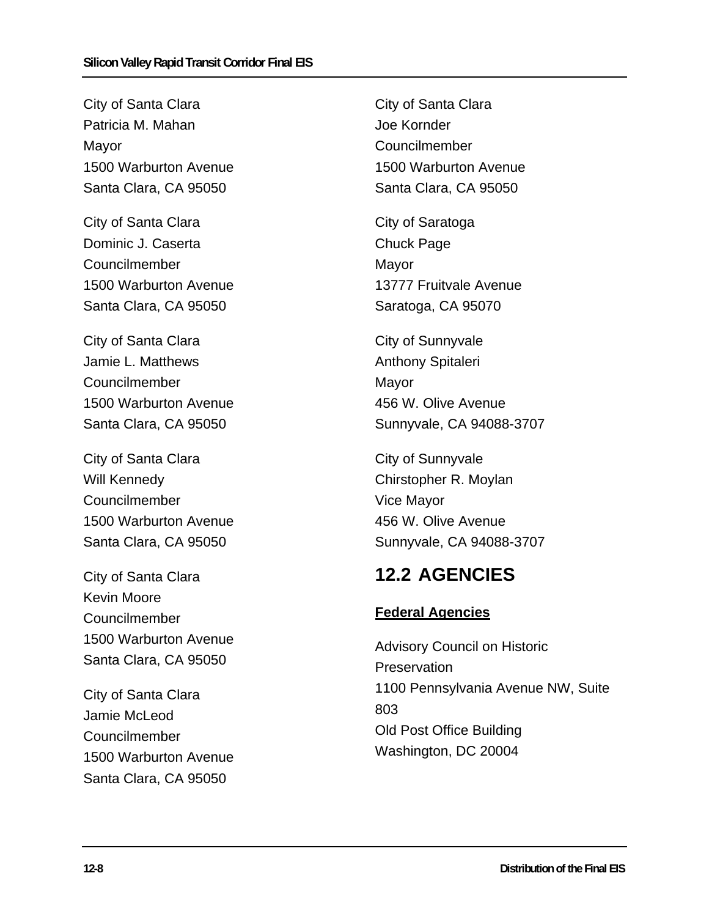City of Santa Clara
Patricia M. Mahan
Mayor
1500 Warburton Avenue
Santa Clara, CA 95050

City of Santa Clara
Dominic J. Caserta
Councilmember
1500 Warburton Avenue
Santa Clara, CA 95050

City of Santa Clara
Jamie L. Matthews
Councilmember
1500 Warburton Avenue
Santa Clara, CA 95050

City of Santa Clara
Will Kennedy
Councilmember
1500 Warburton Avenue
Santa Clara, CA 95050

City of Santa Clara
Kevin Moore
Councilmember
1500 Warburton Avenue
Santa Clara, CA 95050

City of Santa Clara
Jamie McLeod
Councilmember
1500 Warburton Avenue
Santa Clara, CA 95050

City of Santa Clara
Joe Kornder
Councilmember
1500 Warburton Avenue
Santa Clara, CA 95050

City of Saratoga
Chuck Page
Mayor
13777 Fruitvale Avenue
Saratoga, CA 95070

City of Sunnyvale
Anthony Spitaleri
Mayor
456 W. Olive Avenue
Sunnyvale, CA 94088-3707

City of Sunnyvale
Chirstopher R. Moylan
Vice Mayor
456 W. Olive Avenue
Sunnyvale, CA 94088-3707

## 12.2 AGENCIES

**Federal Agencies**

Advisory Council on Historic Preservation
1100 Pennsylvania Avenue NW, Suite 803
Old Post Office Building
Washington, DC 20004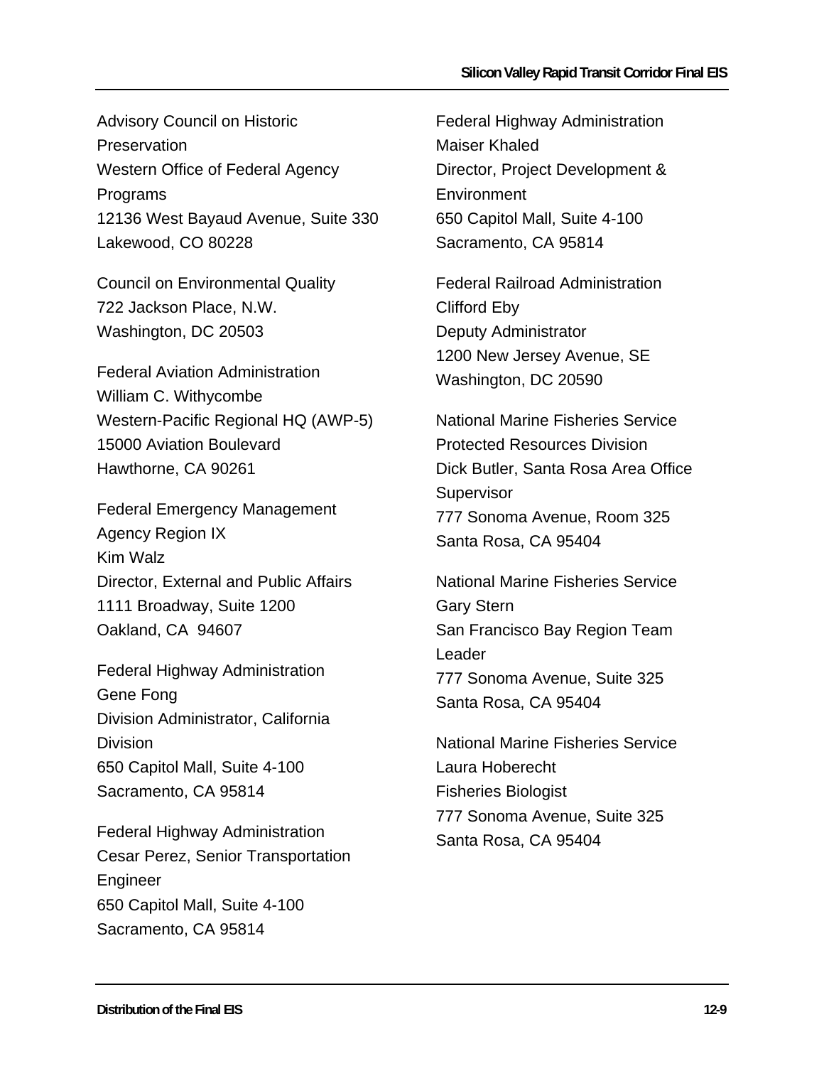Advisory Council on Historic Preservation
Western Office of Federal Agency Programs
12136 West Bayaud Avenue, Suite 330
Lakewood, CO 80228

Council on Environmental Quality
722 Jackson Place, N.W.
Washington, DC 20503

Federal Aviation Administration
William C. Withycombe
Western-Pacific Regional HQ (AWP-5)
15000 Aviation Boulevard
Hawthorne, CA 90261

Federal Emergency Management Agency Region IX
Kim Walz
Director, External and Public Affairs
1111 Broadway, Suite 1200
Oakland, CA 94607

Federal Highway Administration
Gene Fong
Division Administrator, California Division
650 Capitol Mall, Suite 4-100
Sacramento, CA 95814

Federal Highway Administration
Cesar Perez, Senior Transportation Engineer
650 Capitol Mall, Suite 4-100
Sacramento, CA 95814

Federal Highway Administration
Maiser Khaled
Director, Project Development & Environment
650 Capitol Mall, Suite 4-100
Sacramento, CA 95814

Federal Railroad Administration
Clifford Eby
Deputy Administrator
1200 New Jersey Avenue, SE
Washington, DC 20590

National Marine Fisheries Service
Protected Resources Division
Dick Butler, Santa Rosa Area Office Supervisor
777 Sonoma Avenue, Room 325
Santa Rosa, CA 95404

National Marine Fisheries Service
Gary Stern
San Francisco Bay Region Team Leader
777 Sonoma Avenue, Suite 325
Santa Rosa, CA 95404

National Marine Fisheries Service
Laura Hoberecht
Fisheries Biologist
777 Sonoma Avenue, Suite 325
Santa Rosa, CA 95404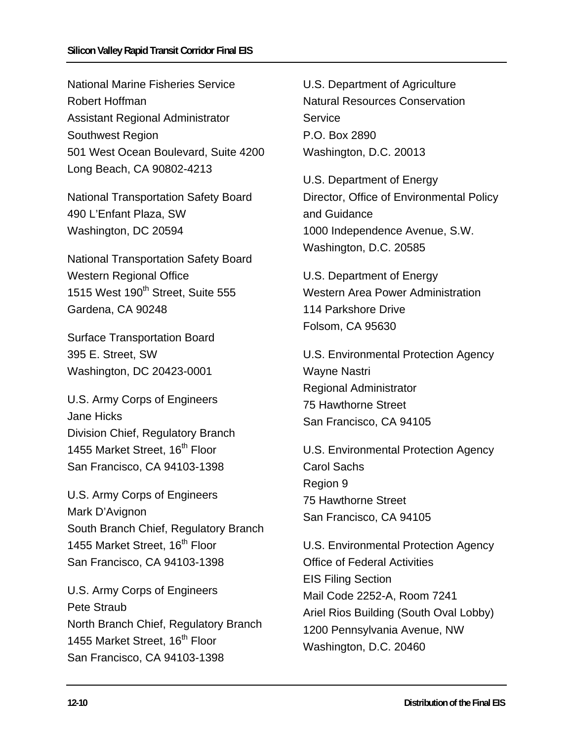National Marine Fisheries Service
Robert Hoffman
Assistant Regional Administrator
Southwest Region
501 West Ocean Boulevard, Suite 4200
Long Beach, CA 90802-4213

National Transportation Safety Board
490 L'Enfant Plaza, SW
Washington, DC 20594

National Transportation Safety Board
Western Regional Office
1515 West 190th Street, Suite 555
Gardena, CA 90248

Surface Transportation Board
395 E. Street, SW
Washington, DC 20423-0001

U.S. Army Corps of Engineers
Jane Hicks
Division Chief, Regulatory Branch
1455 Market Street, 16th Floor
San Francisco, CA 94103-1398

U.S. Army Corps of Engineers
Mark D'Avignon
South Branch Chief, Regulatory Branch
1455 Market Street, 16th Floor
San Francisco, CA 94103-1398

U.S. Army Corps of Engineers
Pete Straub
North Branch Chief, Regulatory Branch
1455 Market Street, 16th Floor
San Francisco, CA 94103-1398

U.S. Department of Agriculture
Natural Resources Conservation Service
P.O. Box 2890
Washington, D.C. 20013

U.S. Department of Energy
Director, Office of Environmental Policy and Guidance
1000 Independence Avenue, S.W.
Washington, D.C. 20585

U.S. Department of Energy
Western Area Power Administration
114 Parkshore Drive
Folsom, CA 95630

U.S. Environmental Protection Agency
Wayne Nastri
Regional Administrator
75 Hawthorne Street
San Francisco, CA 94105

U.S. Environmental Protection Agency
Carol Sachs
Region 9
75 Hawthorne Street
San Francisco, CA 94105

U.S. Environmental Protection Agency
Office of Federal Activities
EIS Filing Section
Mail Code 2252-A, Room 7241
Ariel Rios Building (South Oval Lobby)
1200 Pennsylvania Avenue, NW
Washington, D.C. 20460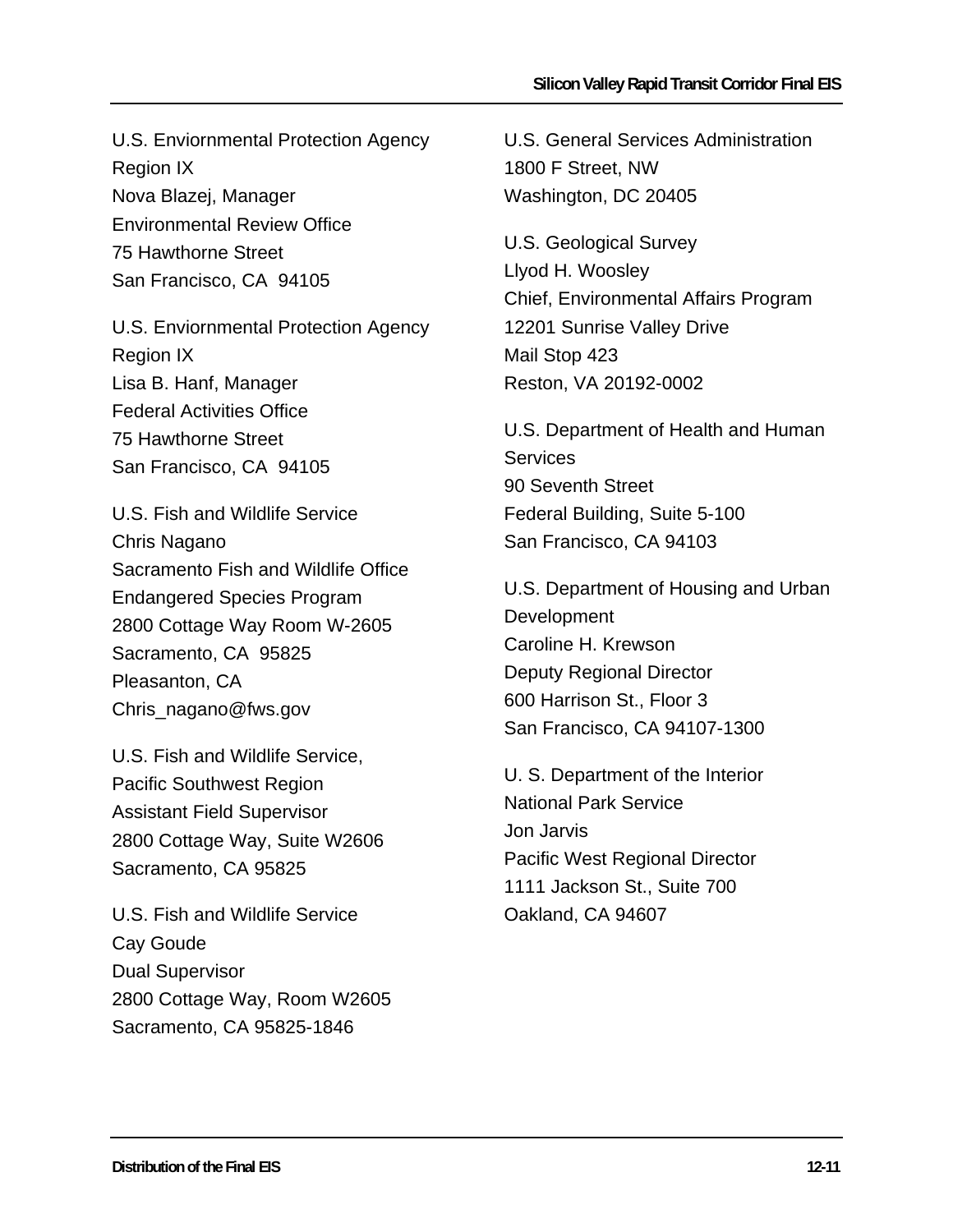U.S. Enviornmental Protection Agency
Region IX
Nova Blazej, Manager
Environmental Review Office
75 Hawthorne Street
San Francisco, CA  94105

U.S. Enviornmental Protection Agency
Region IX
Lisa B. Hanf, Manager
Federal Activities Office
75 Hawthorne Street
San Francisco, CA  94105

U.S. Fish and Wildlife Service
Chris Nagano
Sacramento Fish and Wildlife Office
Endangered Species Program
2800 Cottage Way Room W-2605
Sacramento, CA  95825
Pleasanton, CA
Chris_nagano@fws.gov

U.S. Fish and Wildlife Service,
Pacific Southwest Region
Assistant Field Supervisor
2800 Cottage Way, Suite W2606
Sacramento, CA 95825

U.S. Fish and Wildlife Service
Cay Goude
Dual Supervisor
2800 Cottage Way, Room W2605
Sacramento, CA 95825-1846

U.S. General Services Administration
1800 F Street, NW
Washington, DC 20405

U.S. Geological Survey
Llyod H. Woosley
Chief, Environmental Affairs Program
12201 Sunrise Valley Drive
Mail Stop 423
Reston, VA 20192-0002

U.S. Department of Health and Human Services
90 Seventh Street
Federal Building, Suite 5-100
San Francisco, CA 94103

U.S. Department of Housing and Urban Development
Caroline H. Krewson
Deputy Regional Director
600 Harrison St., Floor 3
San Francisco, CA 94107-1300

U. S. Department of the Interior
National Park Service
Jon Jarvis
Pacific West Regional Director
1111 Jackson St., Suite 700
Oakland, CA 94607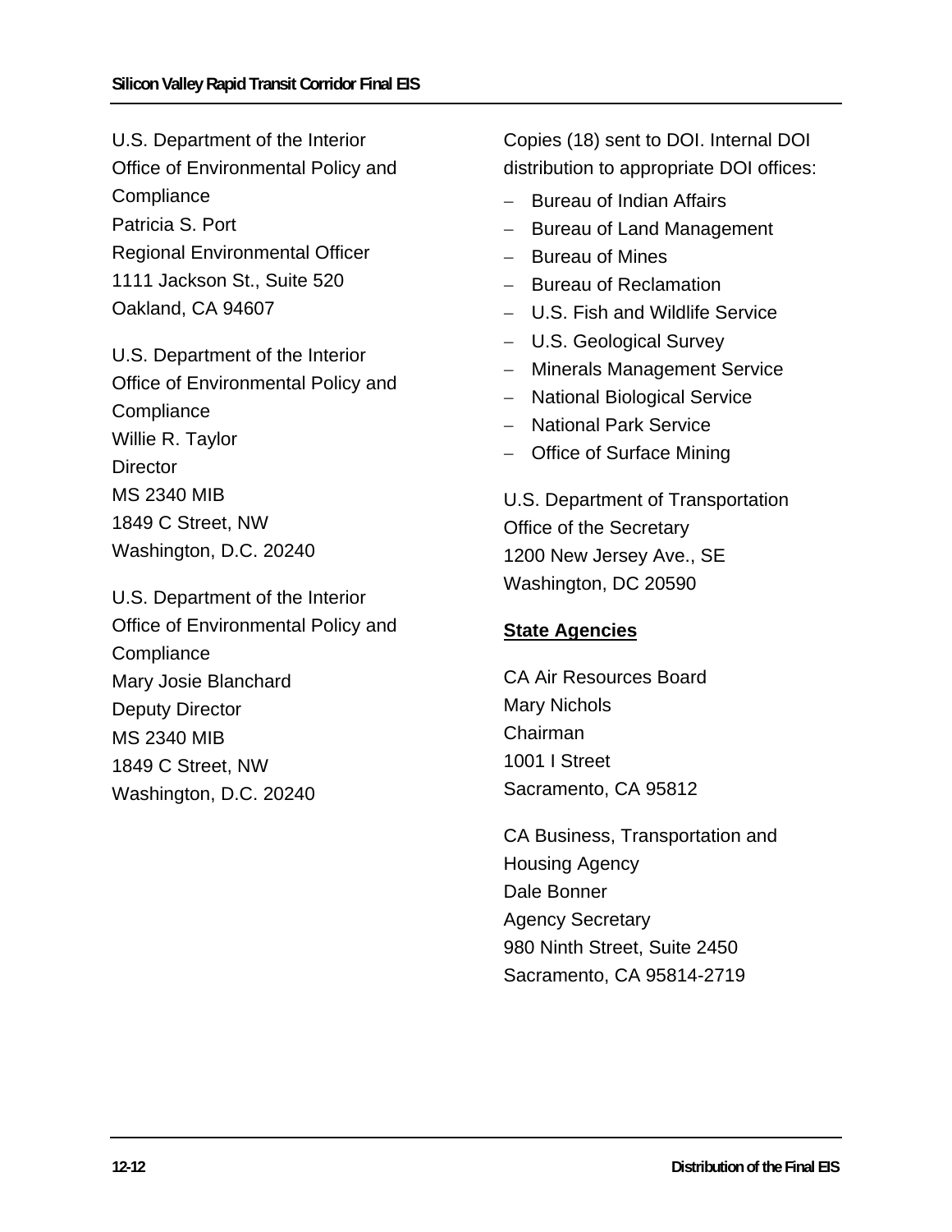U.S. Department of the Interior
Office of Environmental Policy and Compliance
Patricia S. Port
Regional Environmental Officer
1111 Jackson St., Suite 520
Oakland, CA 94607

U.S. Department of the Interior
Office of Environmental Policy and Compliance
Willie R. Taylor
Director
MS 2340 MIB
1849 C Street, NW
Washington, D.C. 20240

U.S. Department of the Interior
Office of Environmental Policy and Compliance
Mary Josie Blanchard
Deputy Director
MS 2340 MIB
1849 C Street, NW
Washington, D.C. 20240

Copies (18) sent to DOI. Internal DOI distribution to appropriate DOI offices:

- Bureau of Indian Affairs
- Bureau of Land Management
- Bureau of Mines
- Bureau of Reclamation
- U.S. Fish and Wildlife Service
- U.S. Geological Survey
- Minerals Management Service
- National Biological Service
- National Park Service
- Office of Surface Mining

U.S. Department of Transportation
Office of the Secretary
1200 New Jersey Ave., SE
Washington, DC 20590

**State Agencies**

CA Air Resources Board
Mary Nichols
Chairman
1001 I Street
Sacramento, CA 95812

CA Business, Transportation and Housing Agency
Dale Bonner
Agency Secretary
980 Ninth Street, Suite 2450
Sacramento, CA 95814-2719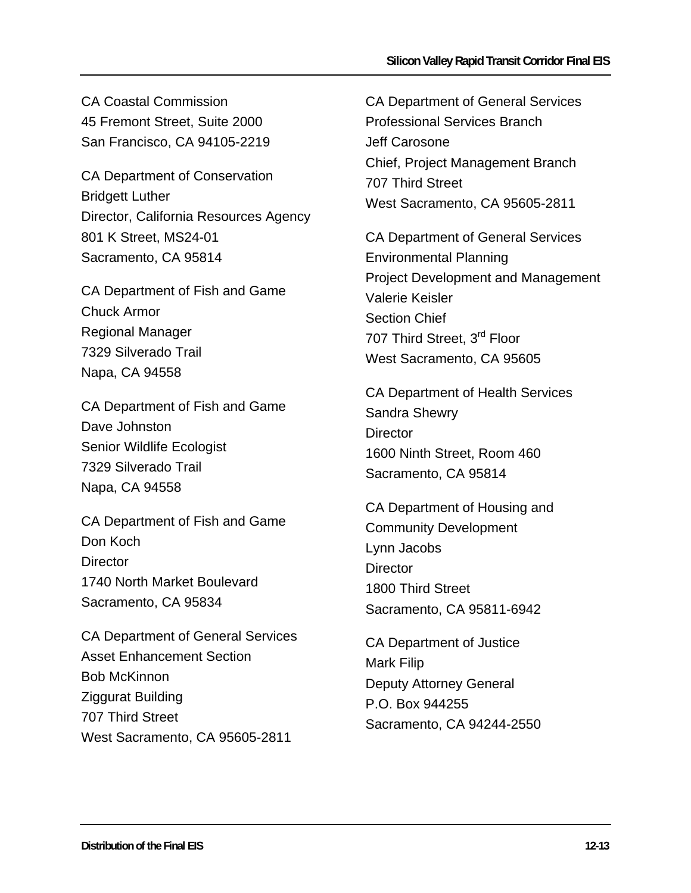CA Coastal Commission
45 Fremont Street, Suite 2000
San Francisco, CA 94105-2219

CA Department of Conservation
Bridgett Luther
Director, California Resources Agency
801 K Street, MS24-01
Sacramento, CA 95814

CA Department of Fish and Game
Chuck Armor
Regional Manager
7329 Silverado Trail
Napa, CA 94558

CA Department of Fish and Game
Dave Johnston
Senior Wildlife Ecologist
7329 Silverado Trail
Napa, CA 94558

CA Department of Fish and Game
Don Koch
Director
1740 North Market Boulevard
Sacramento, CA 95834

CA Department of General Services
Asset Enhancement Section
Bob McKinnon
Ziggurat Building
707 Third Street
West Sacramento, CA 95605-2811

CA Department of General Services
Professional Services Branch
Jeff Carosone
Chief, Project Management Branch
707 Third Street
West Sacramento, CA 95605-2811

CA Department of General Services
Environmental Planning
Project Development and Management
Valerie Keisler
Section Chief
707 Third Street, 3rd Floor
West Sacramento, CA 95605

CA Department of Health Services
Sandra Shewry
Director
1600 Ninth Street, Room 460
Sacramento, CA 95814

CA Department of Housing and Community Development
Lynn Jacobs
Director
1800 Third Street
Sacramento, CA 95811-6942

CA Department of Justice
Mark Filip
Deputy Attorney General
P.O. Box 944255
Sacramento, CA 94244-2550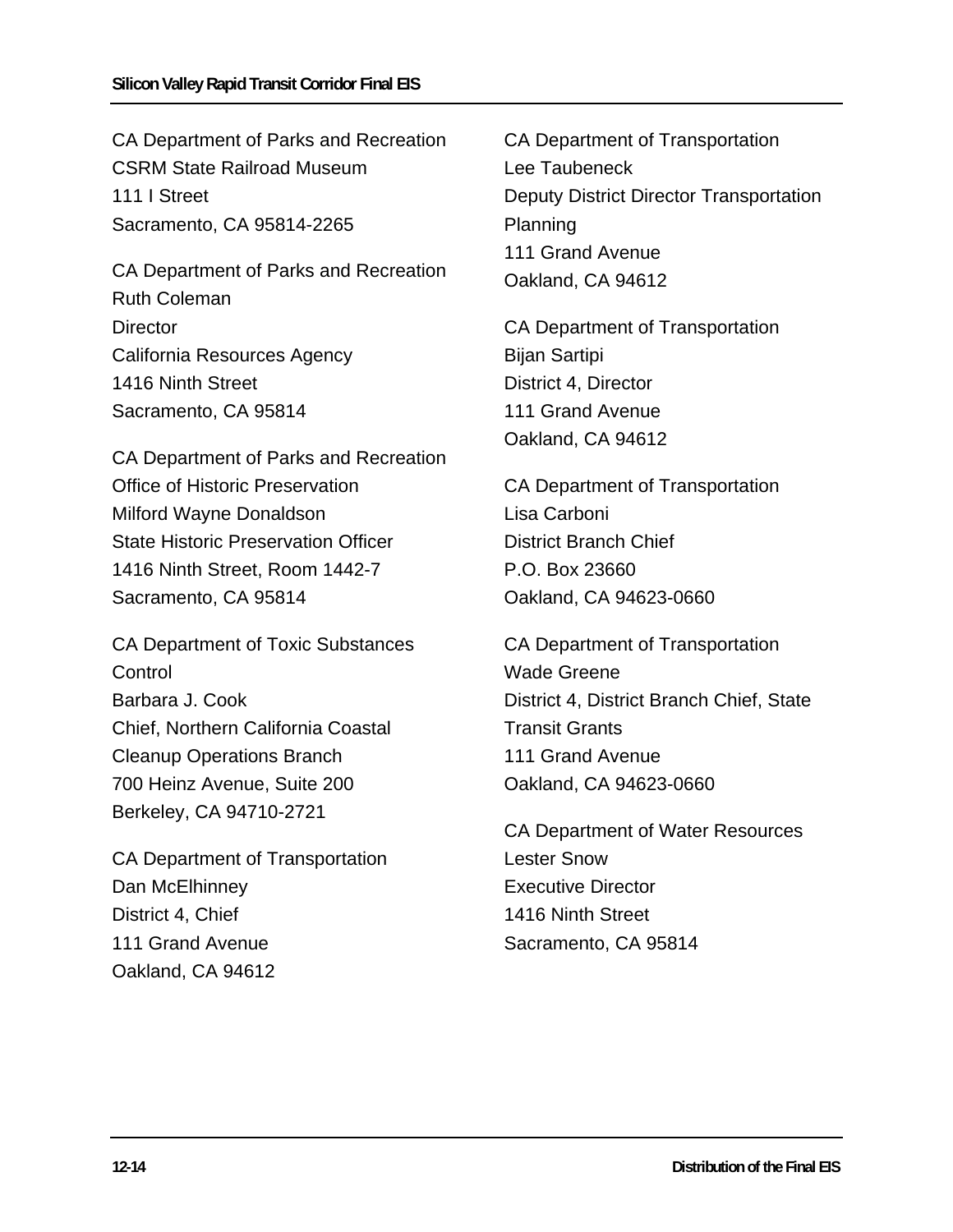CA Department of Parks and Recreation
CSRM State Railroad Museum
111 I Street
Sacramento, CA 95814-2265

CA Department of Parks and Recreation
Ruth Coleman
Director
California Resources Agency
1416 Ninth Street
Sacramento, CA 95814

CA Department of Parks and Recreation
Office of Historic Preservation
Milford Wayne Donaldson
State Historic Preservation Officer
1416 Ninth Street, Room 1442-7
Sacramento, CA 95814

CA Department of Toxic Substances Control
Barbara J. Cook
Chief, Northern California Coastal Cleanup Operations Branch
700 Heinz Avenue, Suite 200
Berkeley, CA 94710-2721

CA Department of Transportation
Dan McElhinney
District 4, Chief
111 Grand Avenue
Oakland, CA 94612

CA Department of Transportation
Lee Taubeneck
Deputy District Director Transportation Planning
111 Grand Avenue
Oakland, CA 94612

CA Department of Transportation
Bijan Sartipi
District 4, Director
111 Grand Avenue
Oakland, CA 94612

CA Department of Transportation
Lisa Carboni
District Branch Chief
P.O. Box 23660
Oakland, CA 94623-0660

CA Department of Transportation
Wade Greene
District 4, District Branch Chief, State Transit Grants
111 Grand Avenue
Oakland, CA 94623-0660

CA Department of Water Resources
Lester Snow
Executive Director
1416 Ninth Street
Sacramento, CA 95814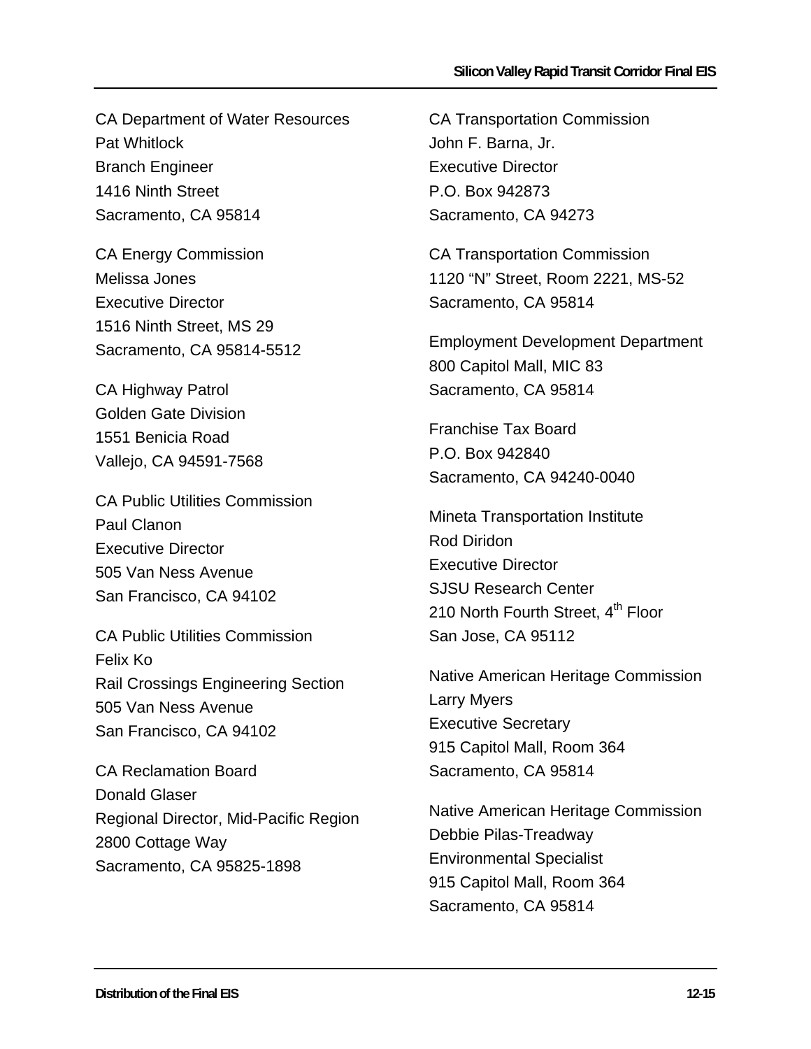CA Department of Water Resources
Pat Whitlock
Branch Engineer
1416 Ninth Street
Sacramento, CA 95814

CA Energy Commission
Melissa Jones
Executive Director
1516 Ninth Street, MS 29
Sacramento, CA 95814-5512

CA Highway Patrol
Golden Gate Division
1551 Benicia Road
Vallejo, CA 94591-7568

CA Public Utilities Commission
Paul Clanon
Executive Director
505 Van Ness Avenue
San Francisco, CA 94102

CA Public Utilities Commission
Felix Ko
Rail Crossings Engineering Section
505 Van Ness Avenue
San Francisco, CA 94102

CA Reclamation Board
Donald Glaser
Regional Director, Mid-Pacific Region
2800 Cottage Way
Sacramento, CA 95825-1898

CA Transportation Commission
John F. Barna, Jr.
Executive Director
P.O. Box 942873
Sacramento, CA 94273

CA Transportation Commission
1120 “N” Street, Room 2221, MS-52
Sacramento, CA 95814

Employment Development Department
800 Capitol Mall, MIC 83
Sacramento, CA 95814

Franchise Tax Board
P.O. Box 942840
Sacramento, CA 94240-0040

Mineta Transportation Institute
Rod Diridon
Executive Director
SJSU Research Center
210 North Fourth Street, 4th Floor
San Jose, CA 95112

Native American Heritage Commission
Larry Myers
Executive Secretary
915 Capitol Mall, Room 364
Sacramento, CA 95814

Native American Heritage Commission
Debbie Pilas-Treadway
Environmental Specialist
915 Capitol Mall, Room 364
Sacramento, CA 95814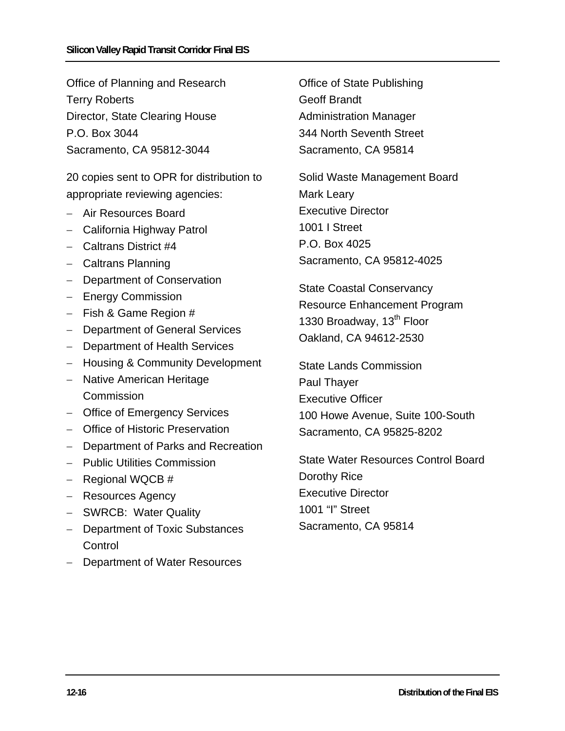Office of Planning and Research
Terry Roberts
Director, State Clearing House
P.O. Box 3044
Sacramento, CA 95812-3044

20 copies sent to OPR for distribution to appropriate reviewing agencies:

- Air Resources Board
- California Highway Patrol
- Caltrans District #4
- Caltrans Planning
- Department of Conservation
- Energy Commission
- Fish & Game Region #
- Department of General Services
- Department of Health Services
- Housing & Community Development
- Native American Heritage Commission
- Office of Emergency Services
- Office of Historic Preservation
- Department of Parks and Recreation
- Public Utilities Commission
- Regional WQCB #
- Resources Agency
- SWRCB: Water Quality
- Department of Toxic Substances Control
- Department of Water Resources

Office of State Publishing
Geoff Brandt
Administration Manager
344 North Seventh Street
Sacramento, CA 95814

Solid Waste Management Board
Mark Leary
Executive Director
1001 I Street
P.O. Box 4025
Sacramento, CA 95812-4025

State Coastal Conservancy
Resource Enhancement Program
1330 Broadway, 13th Floor
Oakland, CA 94612-2530

State Lands Commission
Paul Thayer
Executive Officer
100 Howe Avenue, Suite 100-South
Sacramento, CA 95825-8202

State Water Resources Control Board
Dorothy Rice
Executive Director
1001 "I" Street
Sacramento, CA 95814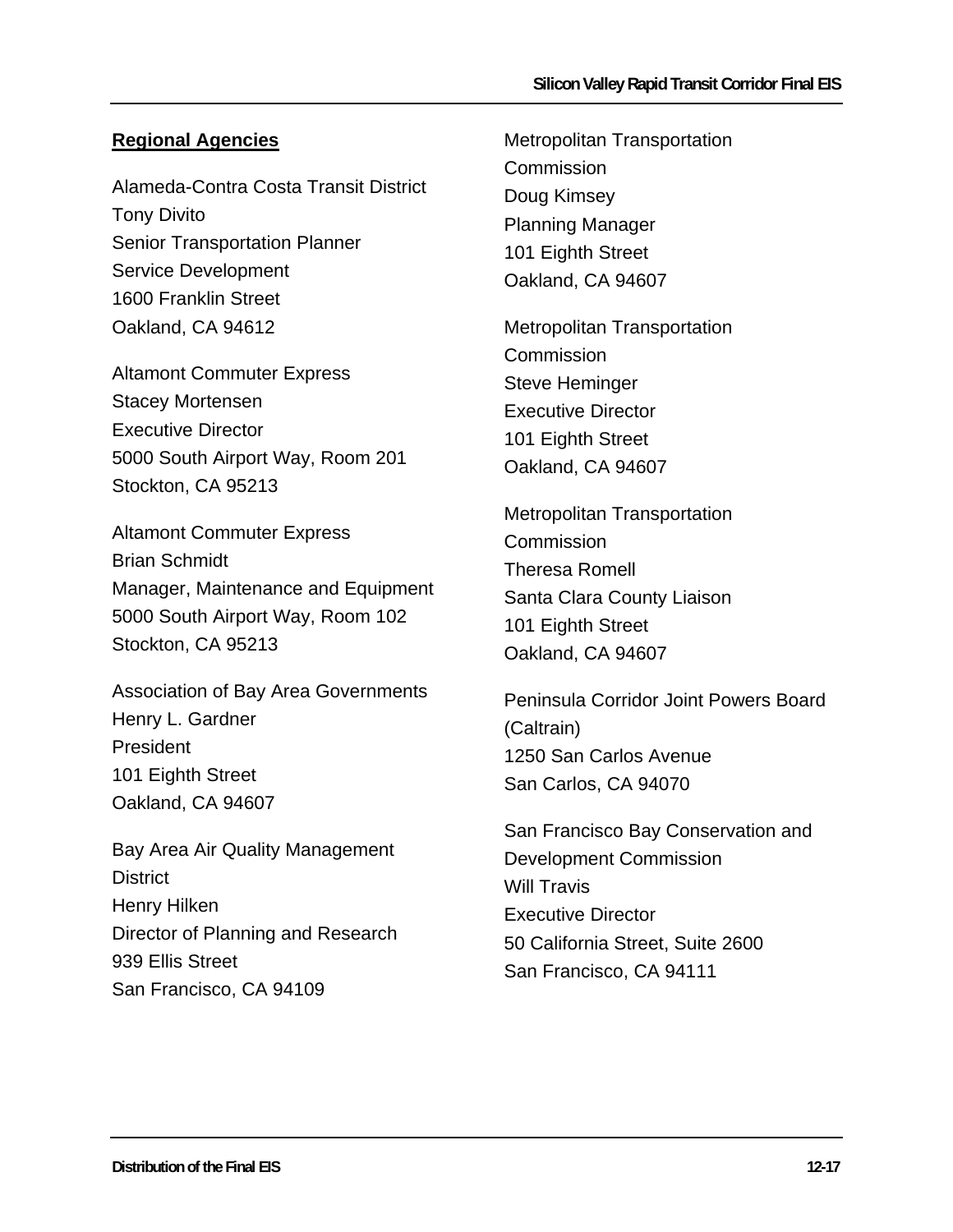**Regional Agencies**

Alameda-Contra Costa Transit District
Tony Divito
Senior Transportation Planner
Service Development
1600 Franklin Street
Oakland, CA 94612

Altamont Commuter Express
Stacey Mortensen
Executive Director
5000 South Airport Way, Room 201
Stockton, CA 95213

Altamont Commuter Express
Brian Schmidt
Manager, Maintenance and Equipment
5000 South Airport Way, Room 102
Stockton, CA 95213

Association of Bay Area Governments
Henry L. Gardner
President
101 Eighth Street
Oakland, CA 94607

Bay Area Air Quality Management District
Henry Hilken
Director of Planning and Research
939 Ellis Street
San Francisco, CA 94109

Metropolitan Transportation Commission
Doug Kimsey
Planning Manager
101 Eighth Street
Oakland, CA 94607

Metropolitan Transportation Commission
Steve Heminger
Executive Director
101 Eighth Street
Oakland, CA 94607

Metropolitan Transportation Commission
Theresa Romell
Santa Clara County Liaison
101 Eighth Street
Oakland, CA 94607

Peninsula Corridor Joint Powers Board (Caltrain)
1250 San Carlos Avenue
San Carlos, CA 94070

San Francisco Bay Conservation and Development Commission
Will Travis
Executive Director
50 California Street, Suite 2600
San Francisco, CA 94111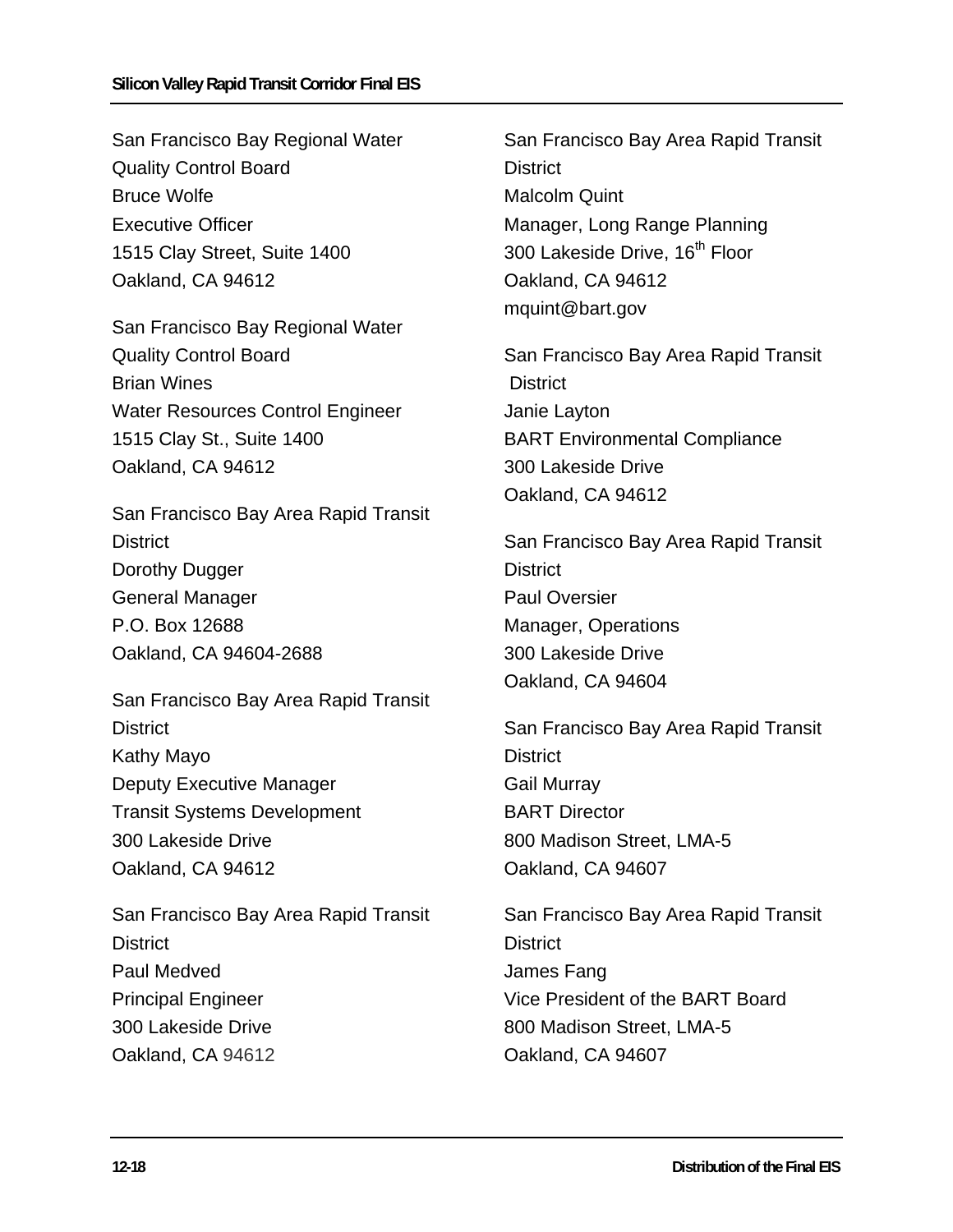San Francisco Bay Regional Water Quality Control Board
Bruce Wolfe
Executive Officer
1515 Clay Street, Suite 1400
Oakland, CA 94612

San Francisco Bay Regional Water Quality Control Board
Brian Wines
Water Resources Control Engineer
1515 Clay St., Suite 1400
Oakland, CA 94612

San Francisco Bay Area Rapid Transit District
Dorothy Dugger
General Manager
P.O. Box 12688
Oakland, CA 94604-2688

San Francisco Bay Area Rapid Transit District
Kathy Mayo
Deputy Executive Manager
Transit Systems Development
300 Lakeside Drive
Oakland, CA 94612

San Francisco Bay Area Rapid Transit District
Paul Medved
Principal Engineer
300 Lakeside Drive
Oakland, CA 94612

San Francisco Bay Area Rapid Transit District
Malcolm Quint
Manager, Long Range Planning
300 Lakeside Drive, 16th Floor
Oakland, CA 94612
mquint@bart.gov

San Francisco Bay Area Rapid Transit District
Janie Layton
BART Environmental Compliance
300 Lakeside Drive
Oakland, CA 94612

San Francisco Bay Area Rapid Transit District
Paul Oversier
Manager, Operations
300 Lakeside Drive
Oakland, CA 94604

San Francisco Bay Area Rapid Transit District
Gail Murray
BART Director
800 Madison Street, LMA-5
Oakland, CA 94607

San Francisco Bay Area Rapid Transit District
James Fang
Vice President of the BART Board
800 Madison Street, LMA-5
Oakland, CA 94607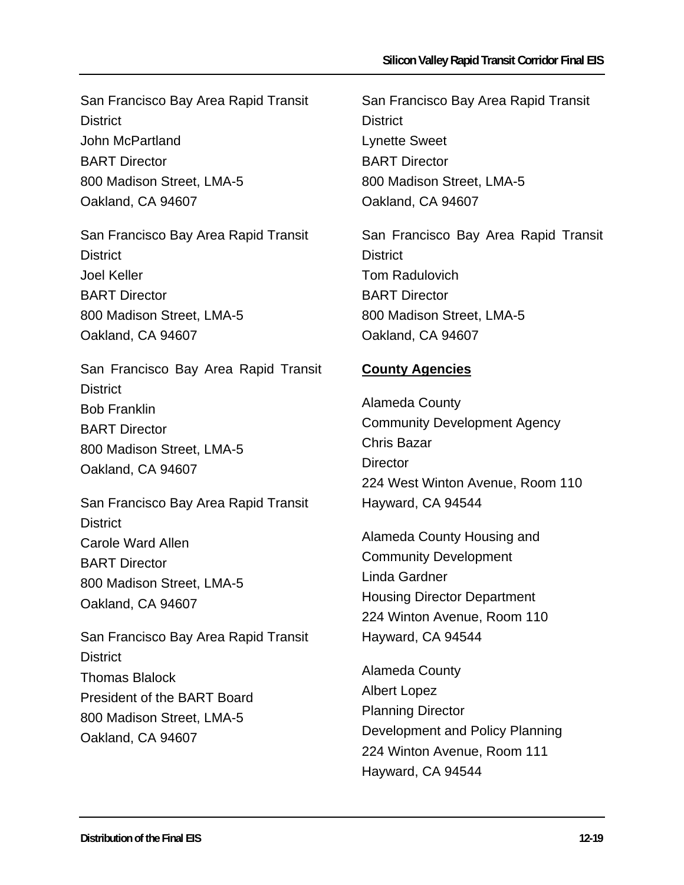San Francisco Bay Area Rapid Transit District
John McPartland
BART Director
800 Madison Street, LMA-5
Oakland, CA 94607

San Francisco Bay Area Rapid Transit District
Joel Keller
BART Director
800 Madison Street, LMA-5
Oakland, CA 94607

San Francisco Bay Area Rapid Transit District
Bob Franklin
BART Director
800 Madison Street, LMA-5
Oakland, CA 94607

San Francisco Bay Area Rapid Transit District
Carole Ward Allen
BART Director
800 Madison Street, LMA-5
Oakland, CA 94607

San Francisco Bay Area Rapid Transit District
Thomas Blalock
President of the BART Board
800 Madison Street, LMA-5
Oakland, CA 94607

San Francisco Bay Area Rapid Transit District
Lynette Sweet
BART Director
800 Madison Street, LMA-5
Oakland, CA 94607

San Francisco Bay Area Rapid Transit District
Tom Radulovich
BART Director
800 Madison Street, LMA-5
Oakland, CA 94607

**County Agencies**

Alameda County
Community Development Agency
Chris Bazar
Director
224 West Winton Avenue, Room 110
Hayward, CA 94544

Alameda County Housing and Community Development
Linda Gardner
Housing Director Department
224 Winton Avenue, Room 110
Hayward, CA 94544

Alameda County
Albert Lopez
Planning Director
Development and Policy Planning
224 Winton Avenue, Room 111
Hayward, CA 94544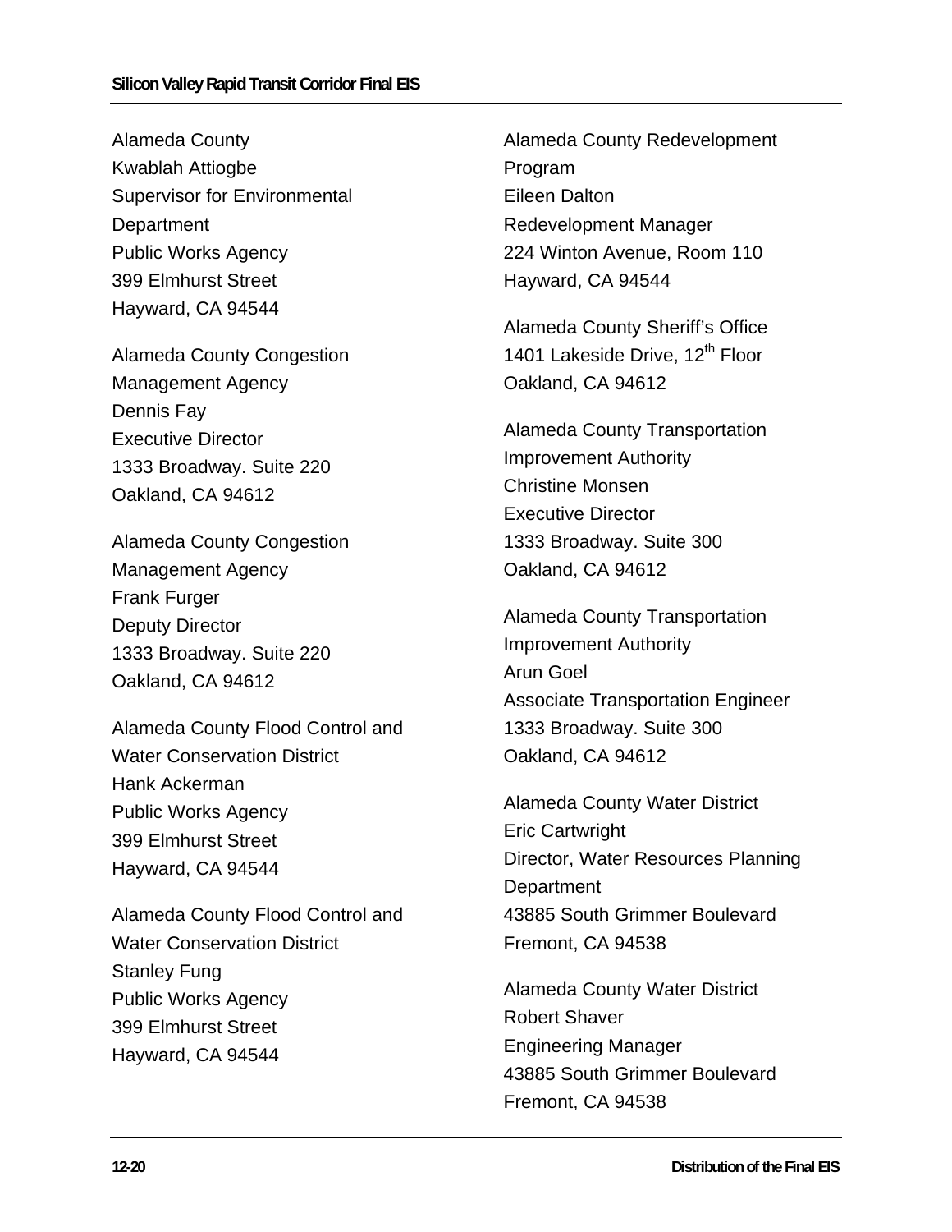Alameda County
Kwablah Attiogbe
Supervisor for Environmental Department
Public Works Agency
399 Elmhurst Street
Hayward, CA 94544

Alameda County Congestion Management Agency
Dennis Fay
Executive Director
1333 Broadway. Suite 220
Oakland, CA 94612

Alameda County Congestion Management Agency
Frank Furger
Deputy Director
1333 Broadway. Suite 220
Oakland, CA 94612

Alameda County Flood Control and Water Conservation District
Hank Ackerman
Public Works Agency
399 Elmhurst Street
Hayward, CA 94544

Alameda County Flood Control and Water Conservation District
Stanley Fung
Public Works Agency
399 Elmhurst Street
Hayward, CA 94544

Alameda County Redevelopment Program
Eileen Dalton
Redevelopment Manager
224 Winton Avenue, Room 110
Hayward, CA 94544

Alameda County Sheriff's Office
1401 Lakeside Drive, 12th Floor
Oakland, CA 94612

Alameda County Transportation Improvement Authority
Christine Monsen
Executive Director
1333 Broadway. Suite 300
Oakland, CA 94612

Alameda County Transportation Improvement Authority
Arun Goel
Associate Transportation Engineer
1333 Broadway. Suite 300
Oakland, CA 94612

Alameda County Water District
Eric Cartwright
Director, Water Resources Planning Department
43885 South Grimmer Boulevard
Fremont, CA 94538

Alameda County Water District
Robert Shaver
Engineering Manager
43885 South Grimmer Boulevard
Fremont, CA 94538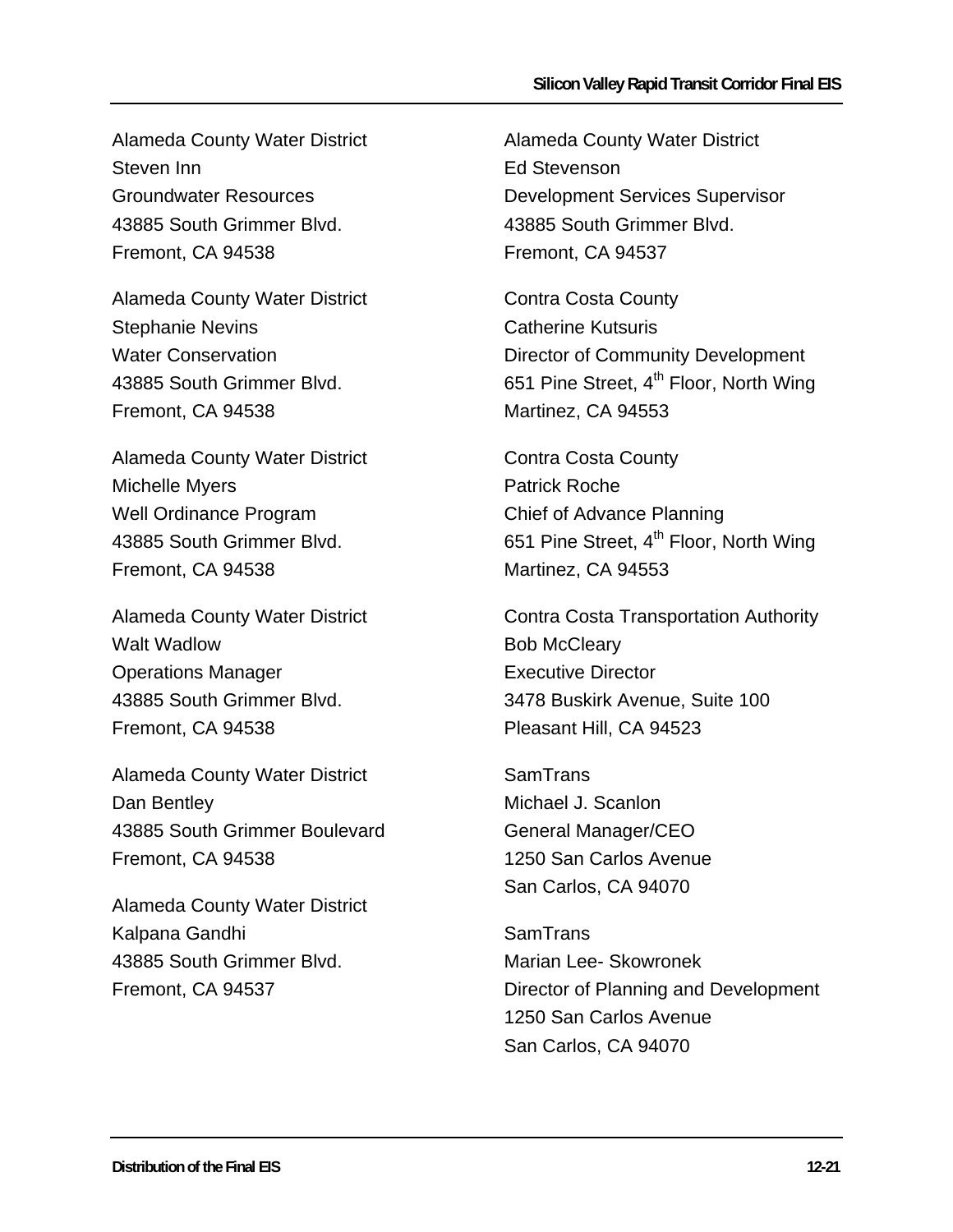Alameda County Water District
Steven Inn
Groundwater Resources
43885 South Grimmer Blvd.
Fremont, CA 94538

Alameda County Water District
Stephanie Nevins
Water Conservation
43885 South Grimmer Blvd.
Fremont, CA 94538

Alameda County Water District
Michelle Myers
Well Ordinance Program
43885 South Grimmer Blvd.
Fremont, CA 94538

Alameda County Water District
Walt Wadlow
Operations Manager
43885 South Grimmer Blvd.
Fremont, CA 94538

Alameda County Water District
Dan Bentley
43885 South Grimmer Boulevard
Fremont, CA 94538

Alameda County Water District
Kalpana Gandhi
43885 South Grimmer Blvd.
Fremont, CA 94537

Alameda County Water District
Ed Stevenson
Development Services Supervisor
43885 South Grimmer Blvd.
Fremont, CA 94537

Contra Costa County
Catherine Kutsuris
Director of Community Development
651 Pine Street, 4th Floor, North Wing
Martinez, CA 94553

Contra Costa County
Patrick Roche
Chief of Advance Planning
651 Pine Street, 4th Floor, North Wing
Martinez, CA 94553

Contra Costa Transportation Authority
Bob McCleary
Executive Director
3478 Buskirk Avenue, Suite 100
Pleasant Hill, CA 94523

SamTrans
Michael J. Scanlon
General Manager/CEO
1250 San Carlos Avenue
San Carlos, CA 94070

SamTrans
Marian Lee- Skowronek
Director of Planning and Development
1250 San Carlos Avenue
San Carlos, CA 94070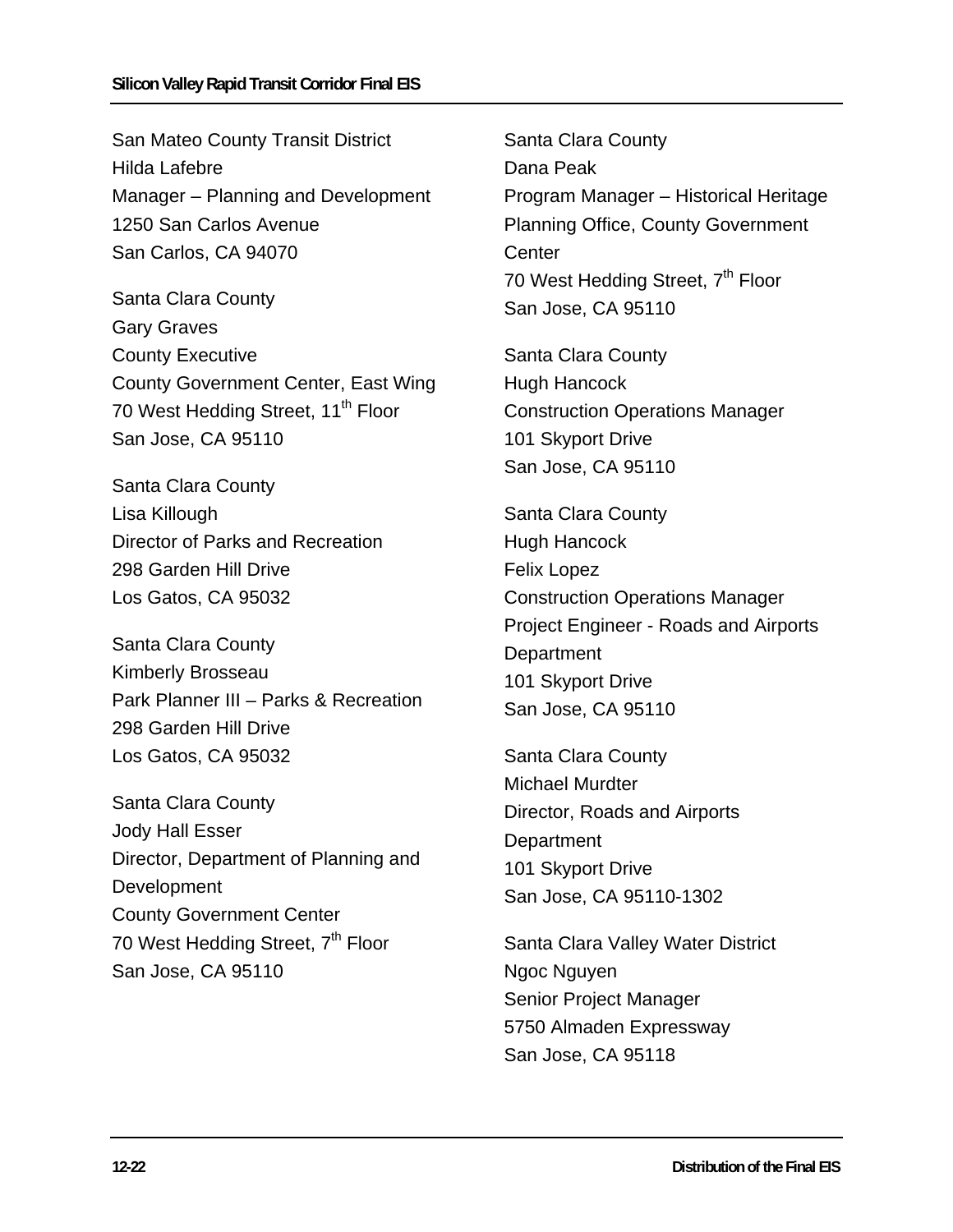San Mateo County Transit District
Hilda Lafebre
Manager – Planning and Development
1250 San Carlos Avenue
San Carlos, CA 94070

Santa Clara County
Gary Graves
County Executive
County Government Center, East Wing
70 West Hedding Street, 11th Floor
San Jose, CA 95110

Santa Clara County
Lisa Killough
Director of Parks and Recreation
298 Garden Hill Drive
Los Gatos, CA 95032

Santa Clara County
Kimberly Brosseau
Park Planner III – Parks & Recreation
298 Garden Hill Drive
Los Gatos, CA 95032

Santa Clara County
Jody Hall Esser
Director, Department of Planning and Development
County Government Center
70 West Hedding Street, 7th Floor
San Jose, CA 95110

Santa Clara County
Dana Peak
Program Manager – Historical Heritage
Planning Office, County Government Center
70 West Hedding Street, 7th Floor
San Jose, CA 95110

Santa Clara County
Hugh Hancock
Construction Operations Manager
101 Skyport Drive
San Jose, CA 95110

Santa Clara County
Hugh Hancock
Felix Lopez
Construction Operations Manager
Project Engineer - Roads and Airports Department
101 Skyport Drive
San Jose, CA 95110

Santa Clara County
Michael Murdter
Director, Roads and Airports Department
101 Skyport Drive
San Jose, CA 95110-1302

Santa Clara Valley Water District
Ngoc Nguyen
Senior Project Manager
5750 Almaden Expressway
San Jose, CA 95118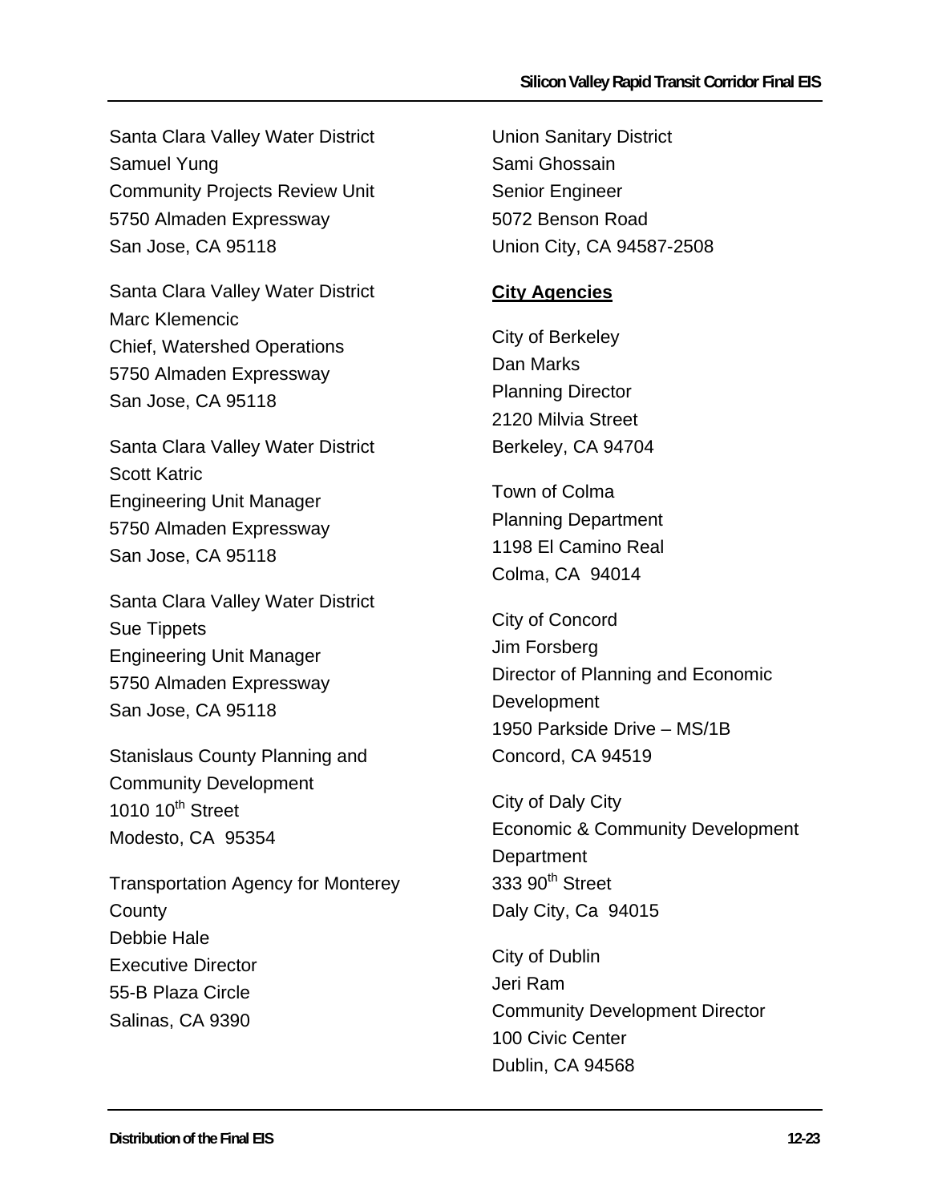Santa Clara Valley Water District
Samuel Yung
Community Projects Review Unit
5750 Almaden Expressway
San Jose, CA 95118

Santa Clara Valley Water District
Marc Klemencic
Chief, Watershed Operations
5750 Almaden Expressway
San Jose, CA 95118

Santa Clara Valley Water District
Scott Katric
Engineering Unit Manager
5750 Almaden Expressway
San Jose, CA 95118

Santa Clara Valley Water District
Sue Tippets
Engineering Unit Manager
5750 Almaden Expressway
San Jose, CA 95118

Stanislaus County Planning and Community Development
1010 10th Street
Modesto, CA 95354

Transportation Agency for Monterey County
Debbie Hale
Executive Director
55-B Plaza Circle
Salinas, CA 9390

Union Sanitary District
Sami Ghossain
Senior Engineer
5072 Benson Road
Union City, CA 94587-2508

**City Agencies**

City of Berkeley
Dan Marks
Planning Director
2120 Milvia Street
Berkeley, CA 94704

Town of Colma
Planning Department
1198 El Camino Real
Colma, CA 94014

City of Concord
Jim Forsberg
Director of Planning and Economic Development
1950 Parkside Drive – MS/1B
Concord, CA 94519

City of Daly City
Economic & Community Development Department
333 90th Street
Daly City, Ca 94015

City of Dublin
Jeri Ram
Community Development Director
100 Civic Center
Dublin, CA 94568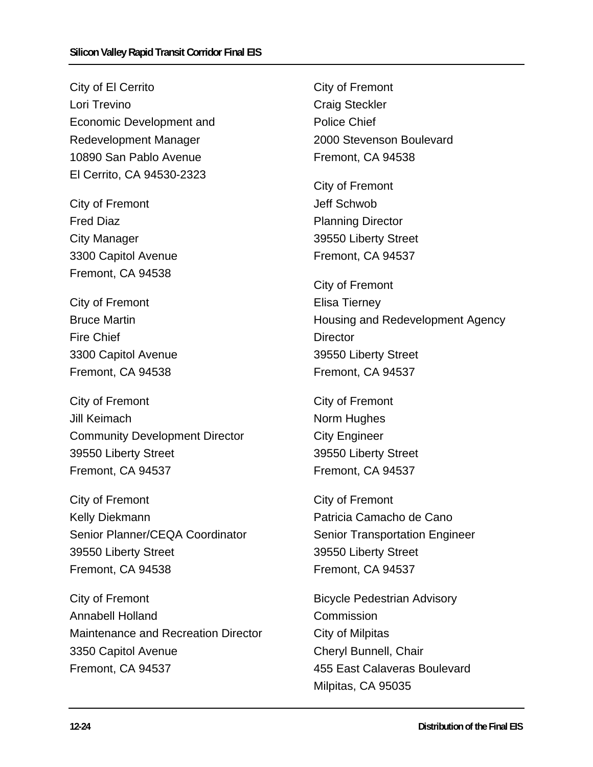City of El Cerrito
Lori Trevino
Economic Development and Redevelopment Manager
10890 San Pablo Avenue
El Cerrito, CA 94530-2323

City of Fremont
Fred Diaz
City Manager
3300 Capitol Avenue
Fremont, CA 94538

City of Fremont
Bruce Martin
Fire Chief
3300 Capitol Avenue
Fremont, CA 94538

City of Fremont
Jill Keimach
Community Development Director
39550 Liberty Street
Fremont, CA 94537

City of Fremont
Kelly Diekmann
Senior Planner/CEQA Coordinator
39550 Liberty Street
Fremont, CA 94538

City of Fremont
Annabell Holland
Maintenance and Recreation Director
3350 Capitol Avenue
Fremont, CA 94537

City of Fremont
Craig Steckler
Police Chief
2000 Stevenson Boulevard
Fremont, CA 94538

City of Fremont
Jeff Schwob
Planning Director
39550 Liberty Street
Fremont, CA 94537

City of Fremont
Elisa Tierney
Housing and Redevelopment Agency Director
39550 Liberty Street
Fremont, CA 94537

City of Fremont
Norm Hughes
City Engineer
39550 Liberty Street
Fremont, CA 94537

City of Fremont
Patricia Camacho de Cano
Senior Transportation Engineer
39550 Liberty Street
Fremont, CA 94537

Bicycle Pedestrian Advisory Commission
City of Milpitas
Cheryl Bunnell, Chair
455 East Calaveras Boulevard
Milpitas, CA 95035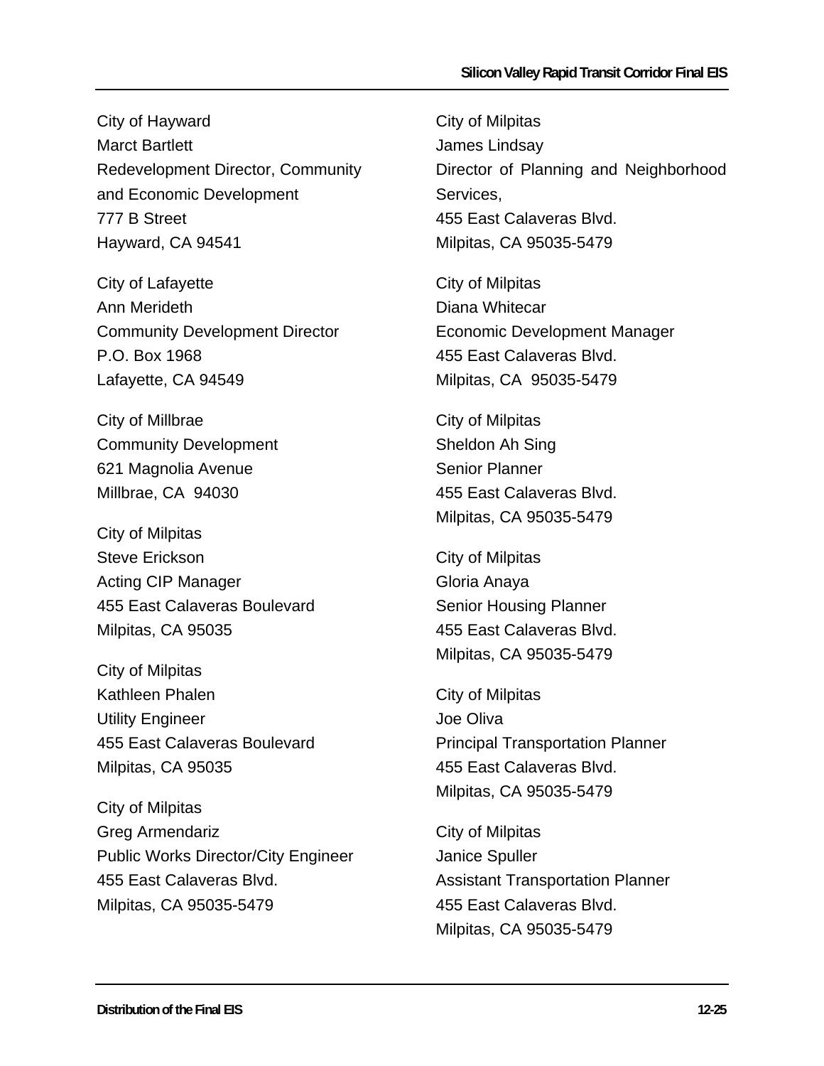City of Hayward
Marct Bartlett
Redevelopment Director, Community and Economic Development
777 B Street
Hayward, CA 94541

City of Lafayette
Ann Merideth
Community Development Director
P.O. Box 1968
Lafayette, CA 94549

City of Millbrae
Community Development
621 Magnolia Avenue
Millbrae, CA 94030

City of Milpitas
Steve Erickson
Acting CIP Manager
455 East Calaveras Boulevard
Milpitas, CA 95035

City of Milpitas
Kathleen Phalen
Utility Engineer
455 East Calaveras Boulevard
Milpitas, CA 95035

City of Milpitas
Greg Armendariz
Public Works Director/City Engineer
455 East Calaveras Blvd.
Milpitas, CA 95035-5479

City of Milpitas
James Lindsay
Director of Planning and Neighborhood Services,
455 East Calaveras Blvd.
Milpitas, CA 95035-5479

City of Milpitas
Diana Whitecar
Economic Development Manager
455 East Calaveras Blvd.
Milpitas, CA 95035-5479

City of Milpitas
Sheldon Ah Sing
Senior Planner
455 East Calaveras Blvd.
Milpitas, CA 95035-5479

City of Milpitas
Gloria Anaya
Senior Housing Planner
455 East Calaveras Blvd.
Milpitas, CA 95035-5479

City of Milpitas
Joe Oliva
Principal Transportation Planner
455 East Calaveras Blvd.
Milpitas, CA 95035-5479

City of Milpitas
Janice Spuller
Assistant Transportation Planner
455 East Calaveras Blvd.
Milpitas, CA 95035-5479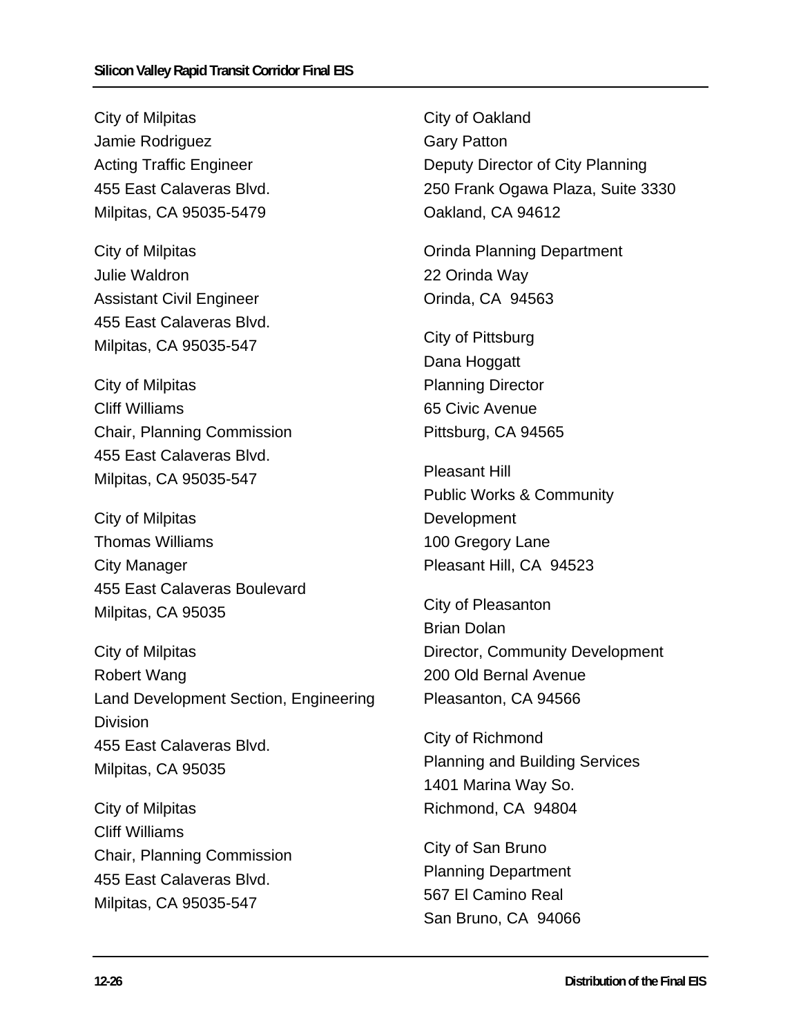City of Milpitas
Jamie Rodriguez
Acting Traffic Engineer
455 East Calaveras Blvd.
Milpitas, CA 95035-5479

City of Milpitas
Julie Waldron
Assistant Civil Engineer
455 East Calaveras Blvd.
Milpitas, CA 95035-547

City of Milpitas
Cliff Williams
Chair, Planning Commission
455 East Calaveras Blvd.
Milpitas, CA 95035-547

City of Milpitas
Thomas Williams
City Manager
455 East Calaveras Boulevard
Milpitas, CA 95035

City of Milpitas
Robert Wang
Land Development Section, Engineering Division
455 East Calaveras Blvd.
Milpitas, CA 95035

City of Milpitas
Cliff Williams
Chair, Planning Commission
455 East Calaveras Blvd.
Milpitas, CA 95035-547

City of Oakland
Gary Patton
Deputy Director of City Planning
250 Frank Ogawa Plaza, Suite 3330
Oakland, CA 94612

Orinda Planning Department
22 Orinda Way
Orinda, CA 94563

City of Pittsburg
Dana Hoggatt
Planning Director
65 Civic Avenue
Pittsburg, CA 94565

Pleasant Hill
Public Works & Community Development
100 Gregory Lane
Pleasant Hill, CA 94523

City of Pleasanton
Brian Dolan
Director, Community Development
200 Old Bernal Avenue
Pleasanton, CA 94566

City of Richmond
Planning and Building Services
1401 Marina Way So.
Richmond, CA 94804

City of San Bruno
Planning Department
567 El Camino Real
San Bruno, CA 94066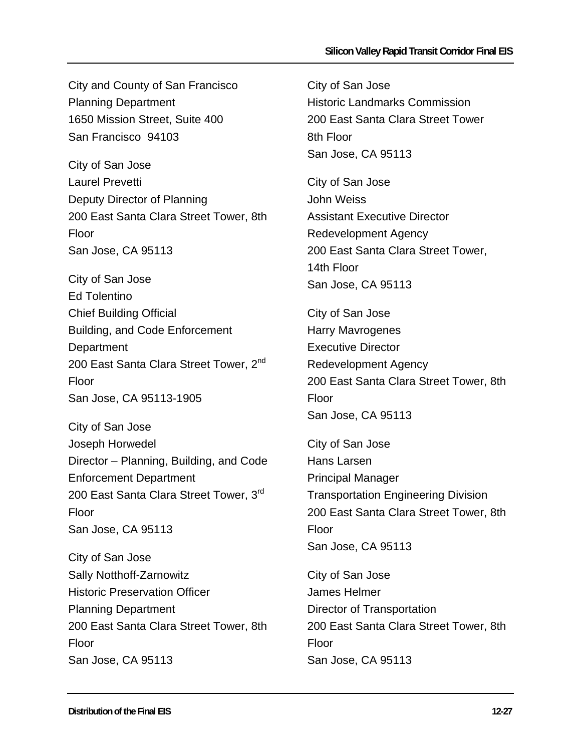City and County of San Francisco
Planning Department
1650 Mission Street, Suite 400
San Francisco  94103

City of San Jose
Laurel Prevetti
Deputy Director of Planning
200 East Santa Clara Street Tower, 8th Floor
San Jose, CA 95113

City of San Jose
Ed Tolentino
Chief Building Official
Building, and Code Enforcement Department
200 East Santa Clara Street Tower, 2nd Floor
San Jose, CA 95113-1905

City of San Jose
Joseph Horwedel
Director – Planning, Building, and Code Enforcement Department
200 East Santa Clara Street Tower, 3rd Floor
San Jose, CA 95113

City of San Jose
Sally Notthoff-Zarnowitz
Historic Preservation Officer
Planning Department
200 East Santa Clara Street Tower, 8th Floor
San Jose, CA 95113

City of San Jose
Historic Landmarks Commission
200 East Santa Clara Street Tower
8th Floor
San Jose, CA 95113

City of San Jose
John Weiss
Assistant Executive Director
Redevelopment Agency
200 East Santa Clara Street Tower, 14th Floor
San Jose, CA 95113

City of San Jose
Harry Mavrogenes
Executive Director
Redevelopment Agency
200 East Santa Clara Street Tower, 8th Floor
San Jose, CA 95113

City of San Jose
Hans Larsen
Principal Manager
Transportation Engineering Division
200 East Santa Clara Street Tower, 8th Floor
San Jose, CA 95113

City of San Jose
James Helmer
Director of Transportation
200 East Santa Clara Street Tower, 8th Floor
San Jose, CA 95113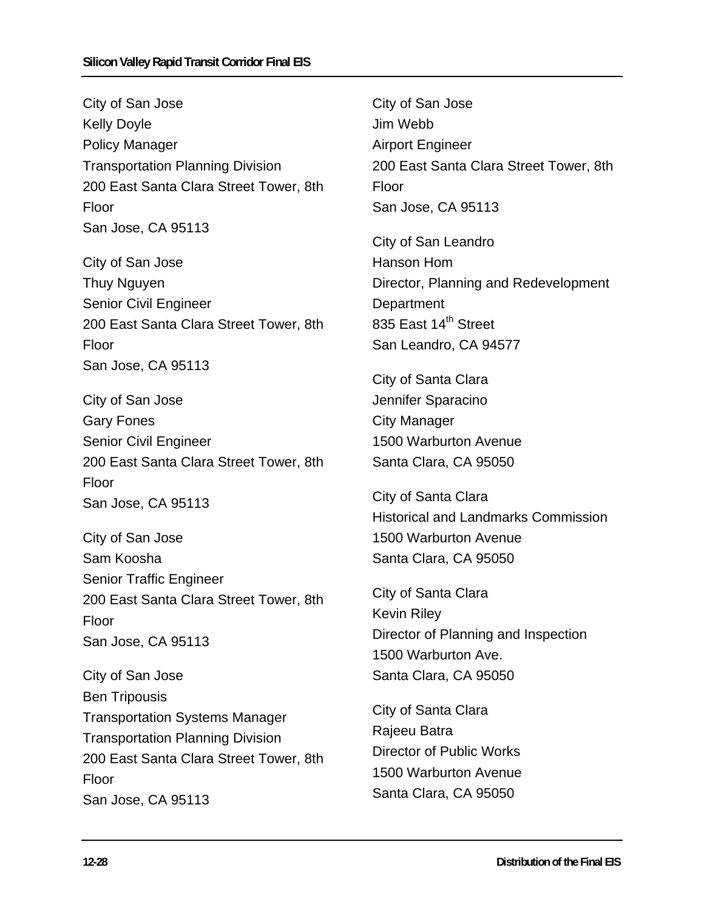City of San Jose
Kelly Doyle
Policy Manager
Transportation Planning Division
200 East Santa Clara Street Tower, 8th Floor
San Jose, CA 95113

City of San Jose
Thuy Nguyen
Senior Civil Engineer
200 East Santa Clara Street Tower, 8th Floor
San Jose, CA 95113

City of San Jose
Gary Fones
Senior Civil Engineer
200 East Santa Clara Street Tower, 8th Floor
San Jose, CA 95113

City of San Jose
Sam Koosha
Senior Traffic Engineer
200 East Santa Clara Street Tower, 8th Floor
San Jose, CA 95113

City of San Jose
Ben Tripousis
Transportation Systems Manager
Transportation Planning Division
200 East Santa Clara Street Tower, 8th Floor
San Jose, CA 95113

City of San Jose
Jim Webb
Airport Engineer
200 East Santa Clara Street Tower, 8th Floor
San Jose, CA 95113

City of San Leandro
Hanson Hom
Director, Planning and Redevelopment Department
835 East 14th Street
San Leandro, CA 94577

City of Santa Clara
Jennifer Sparacino
City Manager
1500 Warburton Avenue
Santa Clara, CA 95050

City of Santa Clara
Historical and Landmarks Commission
1500 Warburton Avenue
Santa Clara, CA 95050

City of Santa Clara
Kevin Riley
Director of Planning and Inspection
1500 Warburton Ave.
Santa Clara, CA 95050

City of Santa Clara
Rajeeu Batra
Director of Public Works
1500 Warburton Avenue
Santa Clara, CA 95050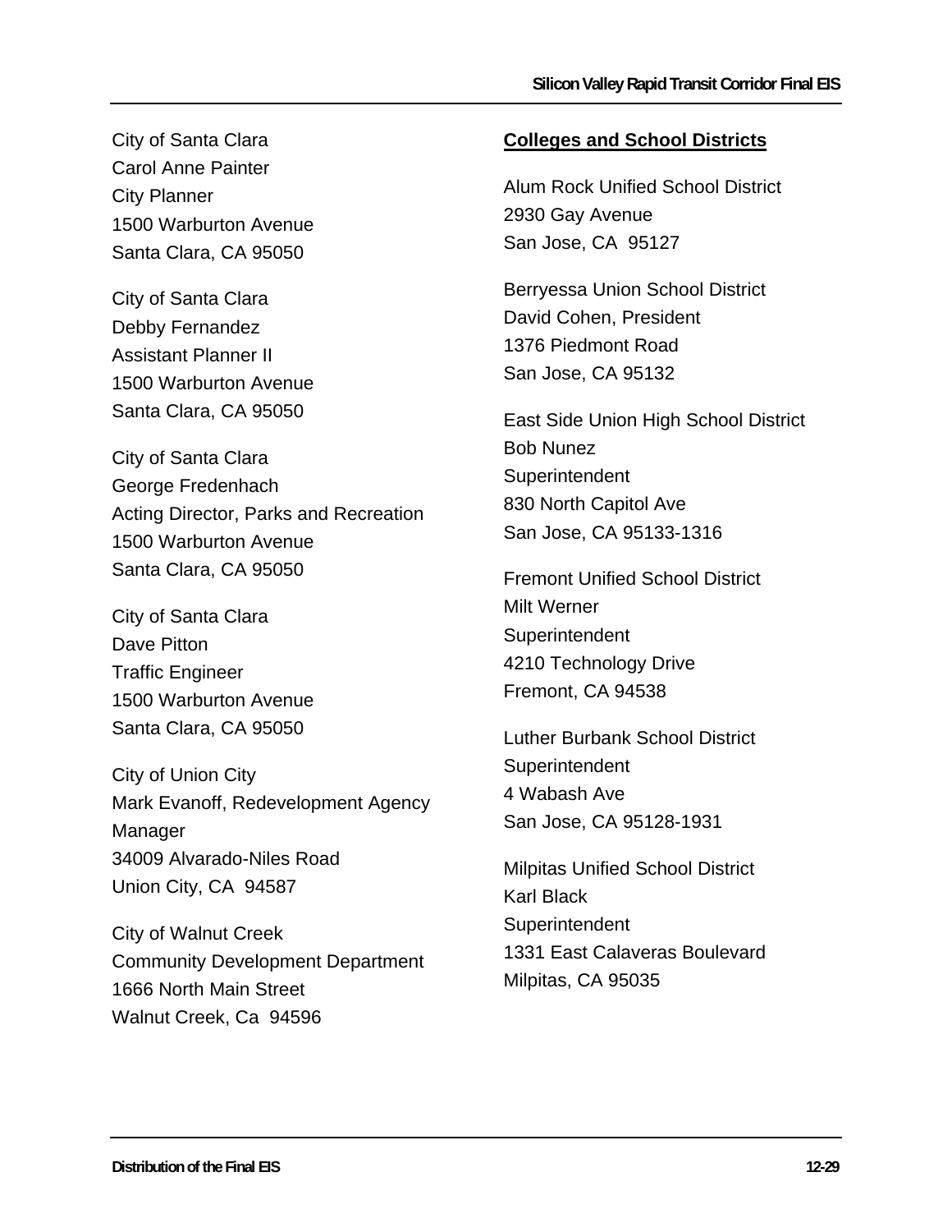City of Santa Clara
Carol Anne Painter
City Planner
1500 Warburton Avenue
Santa Clara, CA 95050

City of Santa Clara
Debby Fernandez
Assistant Planner II
1500 Warburton Avenue
Santa Clara, CA 95050

City of Santa Clara
George Fredenhach
Acting Director, Parks and Recreation
1500 Warburton Avenue
Santa Clara, CA 95050

City of Santa Clara
Dave Pitton
Traffic Engineer
1500 Warburton Avenue
Santa Clara, CA 95050

City of Union City
Mark Evanoff, Redevelopment Agency Manager
34009 Alvarado-Niles Road
Union City, CA 94587

City of Walnut Creek
Community Development Department
1666 North Main Street
Walnut Creek, Ca 94596

**Colleges and School Districts**

Alum Rock Unified School District
2930 Gay Avenue
San Jose, CA 95127

Berryessa Union School District
David Cohen, President
1376 Piedmont Road
San Jose, CA 95132

East Side Union High School District
Bob Nunez
Superintendent
830 North Capitol Ave
San Jose, CA 95133-1316

Fremont Unified School District
Milt Werner
Superintendent
4210 Technology Drive
Fremont, CA 94538

Luther Burbank School District
Superintendent
4 Wabash Ave
San Jose, CA 95128-1931

Milpitas Unified School District
Karl Black
Superintendent
1331 East Calaveras Boulevard
Milpitas, CA 95035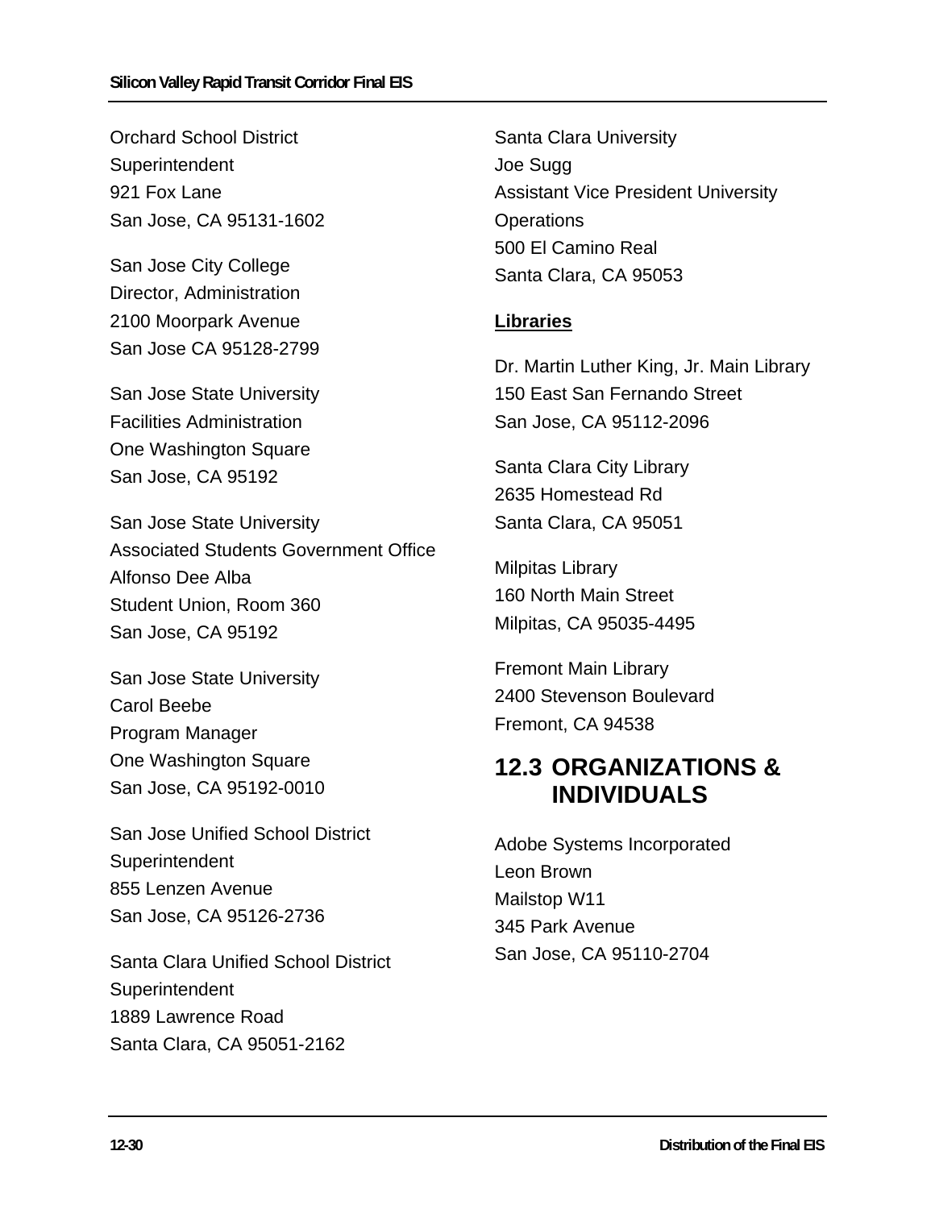Orchard School District
Superintendent
921 Fox Lane
San Jose, CA 95131-1602

San Jose City College
Director, Administration
2100 Moorpark Avenue
San Jose CA 95128-2799

San Jose State University
Facilities Administration
One Washington Square
San Jose, CA 95192

San Jose State University
Associated Students Government Office
Alfonso Dee Alba
Student Union, Room 360
San Jose, CA 95192

San Jose State University
Carol Beebe
Program Manager
One Washington Square
San Jose, CA 95192-0010

San Jose Unified School District
Superintendent
855 Lenzen Avenue
San Jose, CA 95126-2736

Santa Clara Unified School District
Superintendent
1889 Lawrence Road
Santa Clara, CA 95051-2162

Santa Clara University
Joe Sugg
Assistant Vice President University Operations
500 El Camino Real
Santa Clara, CA 95053

**Libraries**

Dr. Martin Luther King, Jr. Main Library
150 East San Fernando Street
San Jose, CA 95112-2096

Santa Clara City Library
2635 Homestead Rd
Santa Clara, CA 95051

Milpitas Library
160 North Main Street
Milpitas, CA 95035-4495

Fremont Main Library
2400 Stevenson Boulevard
Fremont, CA 94538

## 12.3 ORGANIZATIONS & INDIVIDUALS

Adobe Systems Incorporated
Leon Brown
Mailstop W11
345 Park Avenue
San Jose, CA 95110-2704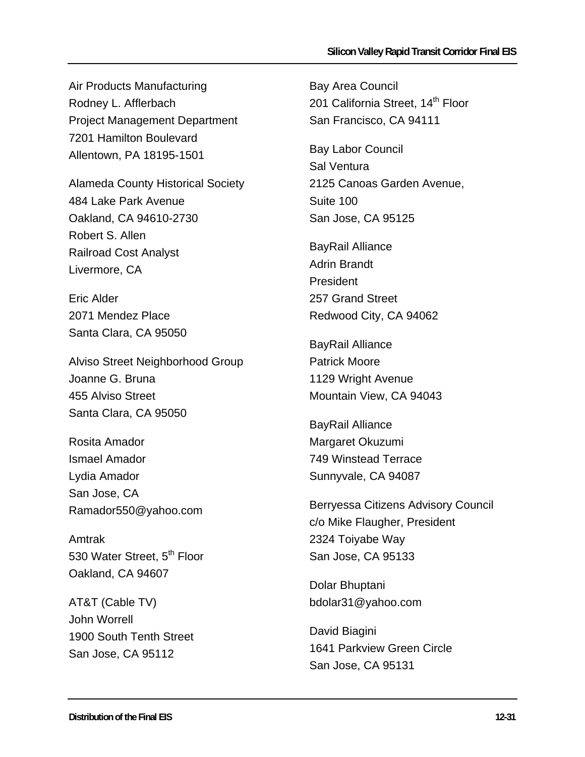Air Products Manufacturing
Rodney L. Afflerbach
Project Management Department
7201 Hamilton Boulevard
Allentown, PA 18195-1501

Alameda County Historical Society
484 Lake Park Avenue
Oakland, CA 94610-2730
Robert S. Allen
Railroad Cost Analyst
Livermore, CA

Eric Alder
2071 Mendez Place
Santa Clara, CA 95050

Alviso Street Neighborhood Group
Joanne G. Bruna
455 Alviso Street
Santa Clara, CA 95050

Rosita Amador
Ismael Amador
Lydia Amador
San Jose, CA
Ramador550@yahoo.com

Amtrak
530 Water Street, 5th Floor
Oakland, CA 94607

AT&T (Cable TV)
John Worrell
1900 South Tenth Street
San Jose, CA 95112

Bay Area Council
201 California Street, 14th Floor
San Francisco, CA 94111

Bay Labor Council
Sal Ventura
2125 Canoas Garden Avenue,
Suite 100
San Jose, CA 95125

BayRail Alliance
Adrin Brandt
President
257 Grand Street
Redwood City, CA 94062

BayRail Alliance
Patrick Moore
1129 Wright Avenue
Mountain View, CA 94043

BayRail Alliance
Margaret Okuzumi
749 Winstead Terrace
Sunnyvale, CA 94087

Berryessa Citizens Advisory Council
c/o Mike Flaugher, President
2324 Toiyabe Way
San Jose, CA 95133

Dolar Bhuptani
bdolar31@yahoo.com

David Biagini
1641 Parkview Green Circle
San Jose, CA 95131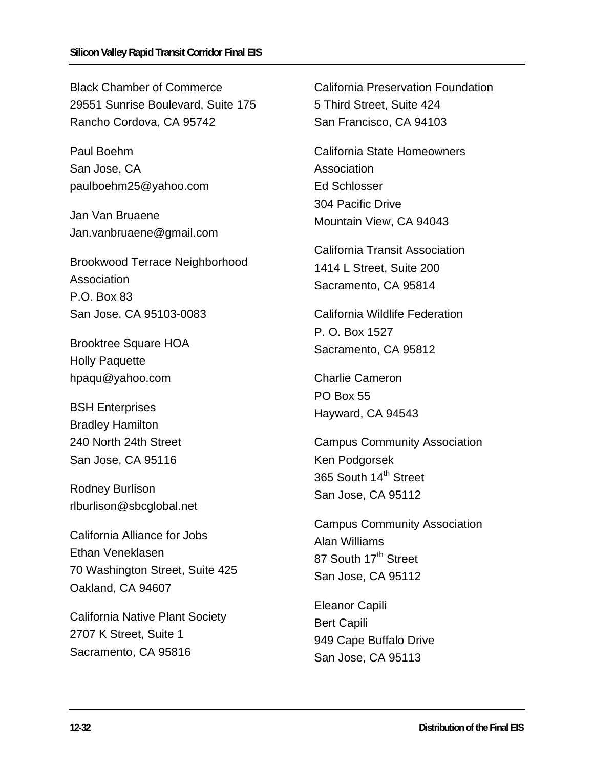Black Chamber of Commerce
29551 Sunrise Boulevard, Suite 175
Rancho Cordova, CA 95742

Paul Boehm
San Jose, CA
paulboehm25@yahoo.com

Jan Van Bruaene
Jan.vanbruaene@gmail.com

Brookwood Terrace Neighborhood Association
P.O. Box 83
San Jose, CA 95103-0083

Brooktree Square HOA
Holly Paquette
hpaqu@yahoo.com

BSH Enterprises
Bradley Hamilton
240 North 24th Street
San Jose, CA 95116

Rodney Burlison
rlburlison@sbcglobal.net

California Alliance for Jobs
Ethan Veneklasen
70 Washington Street, Suite 425
Oakland, CA 94607

California Native Plant Society
2707 K Street, Suite 1
Sacramento, CA 95816

California Preservation Foundation
5 Third Street, Suite 424
San Francisco, CA 94103

California State Homeowners Association
Ed Schlosser
304 Pacific Drive
Mountain View, CA 94043

California Transit Association
1414 L Street, Suite 200
Sacramento, CA 95814

California Wildlife Federation
P. O. Box 1527
Sacramento, CA 95812

Charlie Cameron
PO Box 55
Hayward, CA 94543

Campus Community Association
Ken Podgorsek
365 South 14th Street
San Jose, CA 95112

Campus Community Association
Alan Williams
87 South 17th Street
San Jose, CA 95112

Eleanor Capili
Bert Capili
949 Cape Buffalo Drive
San Jose, CA 95113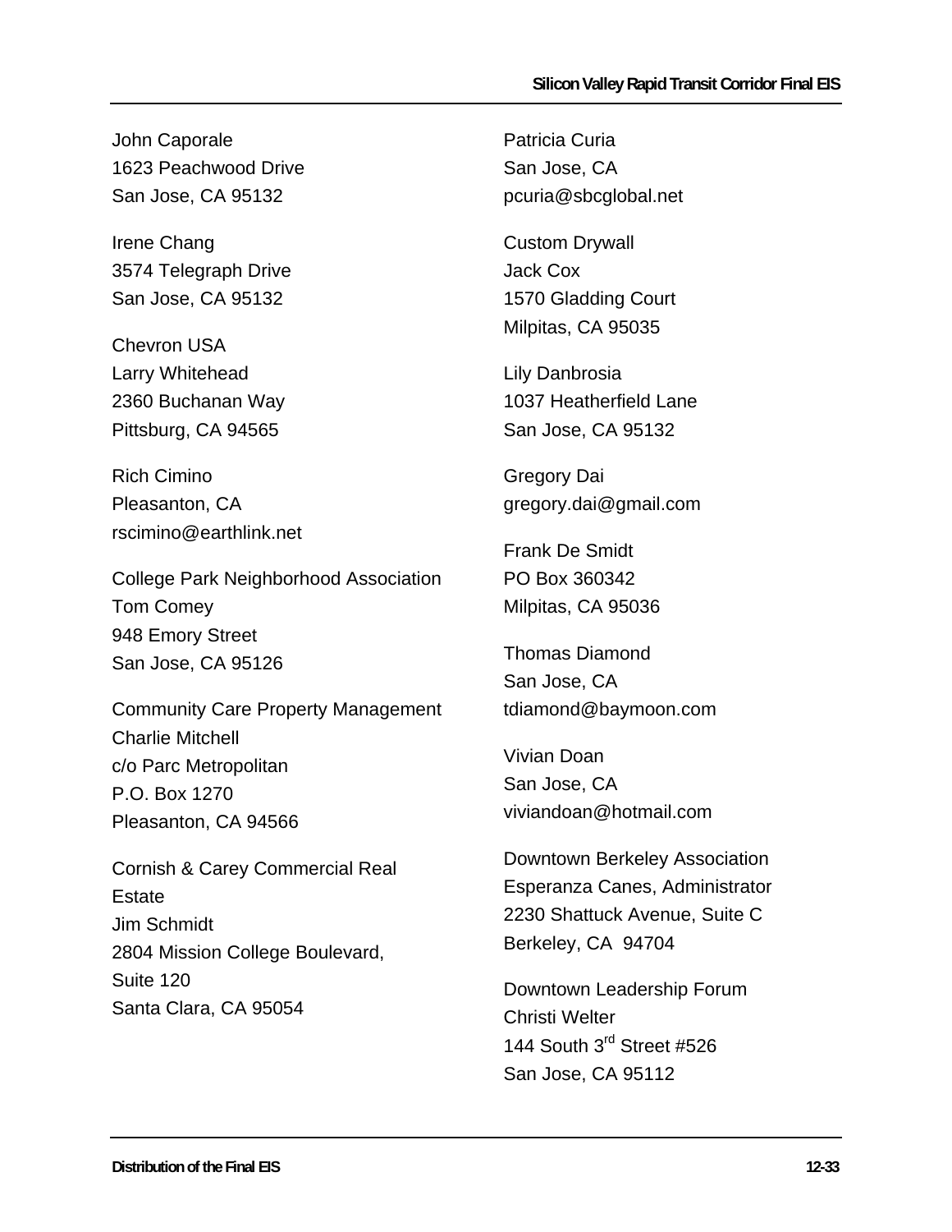John Caporale
1623 Peachwood Drive
San Jose, CA 95132

Irene Chang
3574 Telegraph Drive
San Jose, CA 95132

Chevron USA
Larry Whitehead
2360 Buchanan Way
Pittsburg, CA 94565

Rich Cimino
Pleasanton, CA
rscimino@earthlink.net

College Park Neighborhood Association
Tom Comey
948 Emory Street
San Jose, CA 95126

Community Care Property Management
Charlie Mitchell
c/o Parc Metropolitan
P.O. Box 1270
Pleasanton, CA 94566

Cornish & Carey Commercial Real Estate
Jim Schmidt
2804 Mission College Boulevard, Suite 120
Santa Clara, CA 95054

Patricia Curia
San Jose, CA
pcuria@sbcglobal.net

Custom Drywall
Jack Cox
1570 Gladding Court
Milpitas, CA 95035

Lily Danbrosia
1037 Heatherfield Lane
San Jose, CA 95132

Gregory Dai
gregory.dai@gmail.com

Frank De Smidt
PO Box 360342
Milpitas, CA 95036

Thomas Diamond
San Jose, CA
tdiamond@baymoon.com

Vivian Doan
San Jose, CA
viviandoan@hotmail.com

Downtown Berkeley Association
Esperanza Canes, Administrator
2230 Shattuck Avenue, Suite C
Berkeley, CA 94704

Downtown Leadership Forum
Christi Welter
144 South 3rd Street #526
San Jose, CA 95112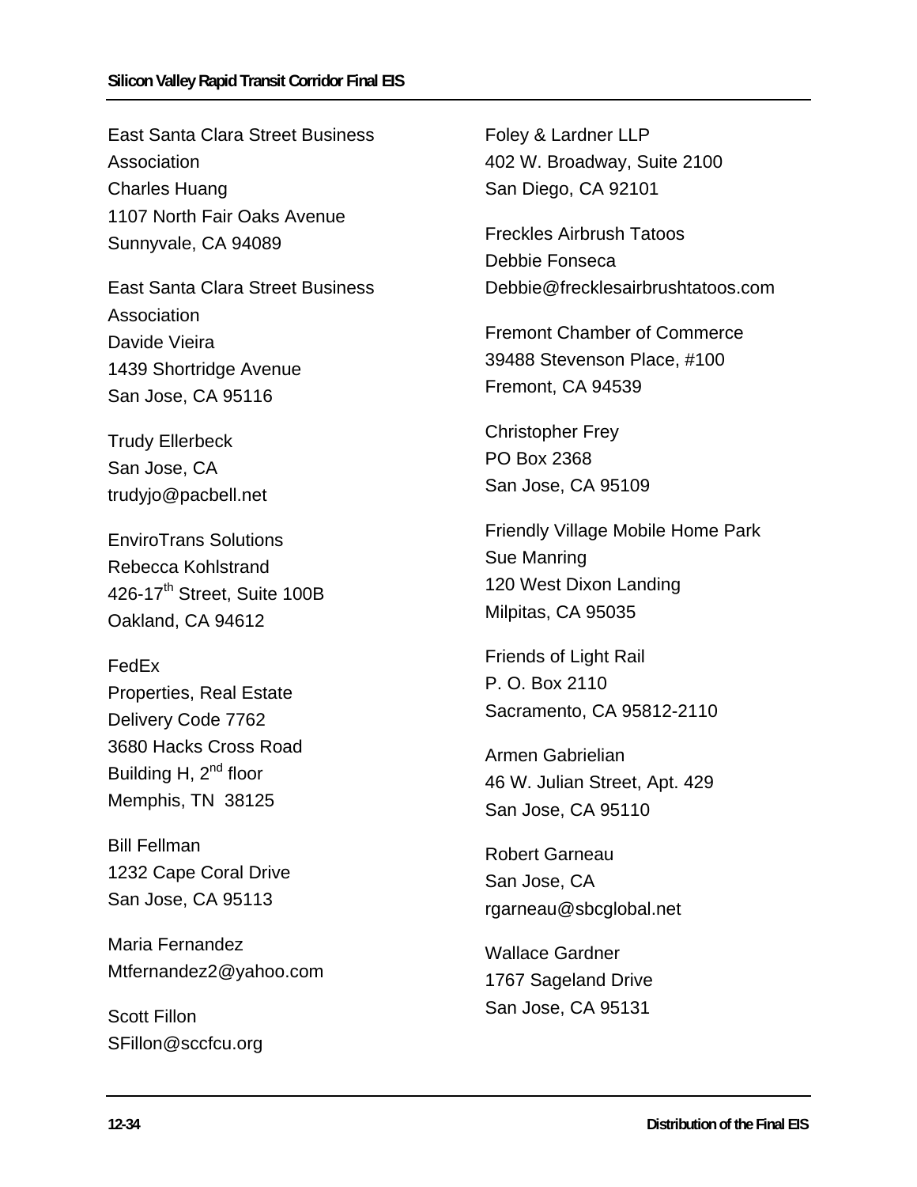East Santa Clara Street Business Association
Charles Huang
1107 North Fair Oaks Avenue
Sunnyvale, CA 94089

East Santa Clara Street Business Association
Davide Vieira
1439 Shortridge Avenue
San Jose, CA 95116

Trudy Ellerbeck
San Jose, CA
trudyjo@pacbell.net

EnviroTrans Solutions
Rebecca Kohlstrand
426-17th Street, Suite 100B
Oakland, CA 94612

FedEx
Properties, Real Estate
Delivery Code 7762
3680 Hacks Cross Road
Building H, 2nd floor
Memphis, TN 38125

Bill Fellman
1232 Cape Coral Drive
San Jose, CA 95113

Maria Fernandez
Mtfernandez2@yahoo.com

Scott Fillon
SFillon@sccfcu.org

Foley & Lardner LLP
402 W. Broadway, Suite 2100
San Diego, CA 92101

Freckles Airbrush Tatoos
Debbie Fonseca
Debbie@frecklesairbrushtatoos.com

Fremont Chamber of Commerce
39488 Stevenson Place, #100
Fremont, CA 94539

Christopher Frey
PO Box 2368
San Jose, CA 95109

Friendly Village Mobile Home Park
Sue Manring
120 West Dixon Landing
Milpitas, CA 95035

Friends of Light Rail
P. O. Box 2110
Sacramento, CA 95812-2110

Armen Gabrielian
46 W. Julian Street, Apt. 429
San Jose, CA 95110

Robert Garneau
San Jose, CA
rgarneau@sbcglobal.net

Wallace Gardner
1767 Sageland Drive
San Jose, CA 95131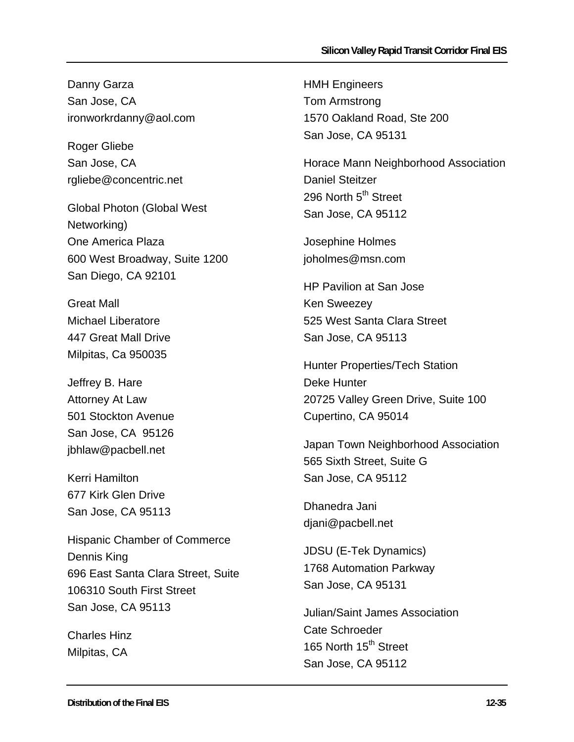Danny Garza
San Jose, CA
ironworkrdanny@aol.com

Roger Gliebe
San Jose, CA
rgliebe@concentric.net

Global Photon (Global West Networking)
One America Plaza
600 West Broadway, Suite 1200
San Diego, CA 92101

Great Mall
Michael Liberatore
447 Great Mall Drive
Milpitas, Ca 950035

Jeffrey B. Hare
Attorney At Law
501 Stockton Avenue
San Jose, CA 95126
jbhlaw@pacbell.net

Kerri Hamilton
677 Kirk Glen Drive
San Jose, CA 95113

Hispanic Chamber of Commerce
Dennis King
696 East Santa Clara Street, Suite 106310 South First Street
San Jose, CA 95113

Charles Hinz
Milpitas, CA

HMH Engineers
Tom Armstrong
1570 Oakland Road, Ste 200
San Jose, CA 95131

Horace Mann Neighborhood Association
Daniel Steitzer
296 North 5th Street
San Jose, CA 95112

Josephine Holmes
joholmes@msn.com

HP Pavilion at San Jose
Ken Sweezey
525 West Santa Clara Street
San Jose, CA 95113

Hunter Properties/Tech Station
Deke Hunter
20725 Valley Green Drive, Suite 100
Cupertino, CA 95014

Japan Town Neighborhood Association
565 Sixth Street, Suite G
San Jose, CA 95112

Dhanedra Jani
djani@pacbell.net

JDSU (E-Tek Dynamics)
1768 Automation Parkway
San Jose, CA 95131

Julian/Saint James Association
Cate Schroeder
165 North 15th Street
San Jose, CA 95112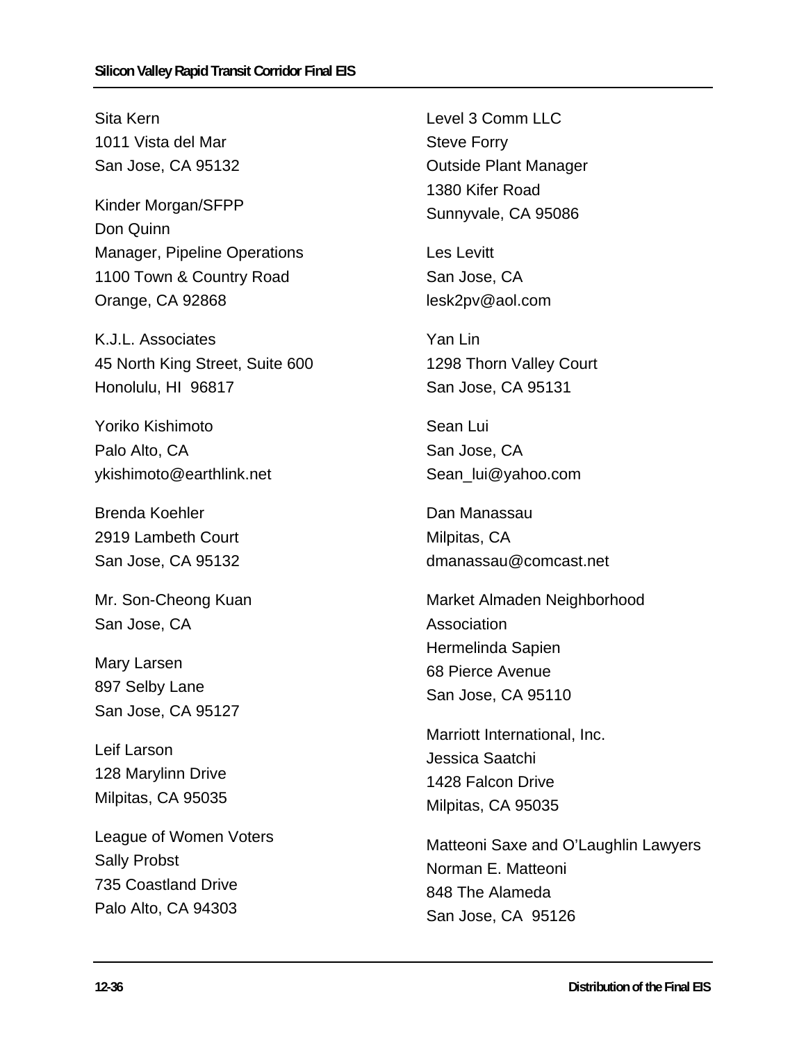Sita Kern
1011 Vista del Mar
San Jose, CA 95132

Kinder Morgan/SFPP
Don Quinn
Manager, Pipeline Operations
1100 Town & Country Road
Orange, CA 92868

K.J.L. Associates
45 North King Street, Suite 600
Honolulu, HI 96817

Yoriko Kishimoto
Palo Alto, CA
ykishimoto@earthlink.net

Brenda Koehler
2919 Lambeth Court
San Jose, CA 95132

Mr. Son-Cheong Kuan
San Jose, CA

Mary Larsen
897 Selby Lane
San Jose, CA 95127

Leif Larson
128 Marylinn Drive
Milpitas, CA 95035

League of Women Voters
Sally Probst
735 Coastland Drive
Palo Alto, CA 94303

Level 3 Comm LLC
Steve Forry
Outside Plant Manager
1380 Kifer Road
Sunnyvale, CA 95086

Les Levitt
San Jose, CA
lesk2pv@aol.com

Yan Lin
1298 Thorn Valley Court
San Jose, CA 95131

Sean Lui
San Jose, CA
Sean_lui@yahoo.com

Dan Manassau
Milpitas, CA
dmanassau@comcast.net

Market Almaden Neighborhood Association
Hermelinda Sapien
68 Pierce Avenue
San Jose, CA 95110

Marriott International, Inc.
Jessica Saatchi
1428 Falcon Drive
Milpitas, CA 95035

Matteoni Saxe and O'Laughlin Lawyers
Norman E. Matteoni
848 The Alameda
San Jose, CA 95126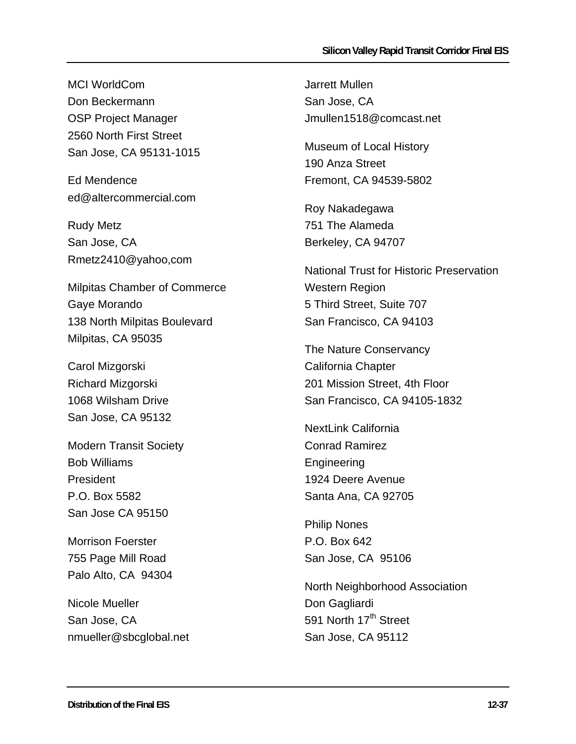MCI WorldCom
Don Beckermann
OSP Project Manager
2560 North First Street
San Jose, CA 95131-1015

Ed Mendence
ed@altercommercial.com

Rudy Metz
San Jose, CA
Rmetz2410@yahoo,com

Milpitas Chamber of Commerce
Gaye Morando
138 North Milpitas Boulevard
Milpitas, CA 95035

Carol Mizgorski
Richard Mizgorski
1068 Wilsham Drive
San Jose, CA 95132

Modern Transit Society
Bob Williams
President
P.O. Box 5582
San Jose CA 95150

Morrison Foerster
755 Page Mill Road
Palo Alto, CA 94304

Nicole Mueller
San Jose, CA
nmueller@sbcglobal.net

Jarrett Mullen
San Jose, CA
Jmullen1518@comcast.net

Museum of Local History
190 Anza Street
Fremont, CA 94539-5802

Roy Nakadegawa
751 The Alameda
Berkeley, CA 94707

National Trust for Historic Preservation
Western Region
5 Third Street, Suite 707
San Francisco, CA 94103

The Nature Conservancy
California Chapter
201 Mission Street, 4th Floor
San Francisco, CA 94105-1832

NextLink California
Conrad Ramirez
Engineering
1924 Deere Avenue
Santa Ana, CA 92705

Philip Nones
P.O. Box 642
San Jose, CA 95106

North Neighborhood Association
Don Gagliardi
591 North 17th Street
San Jose, CA 95112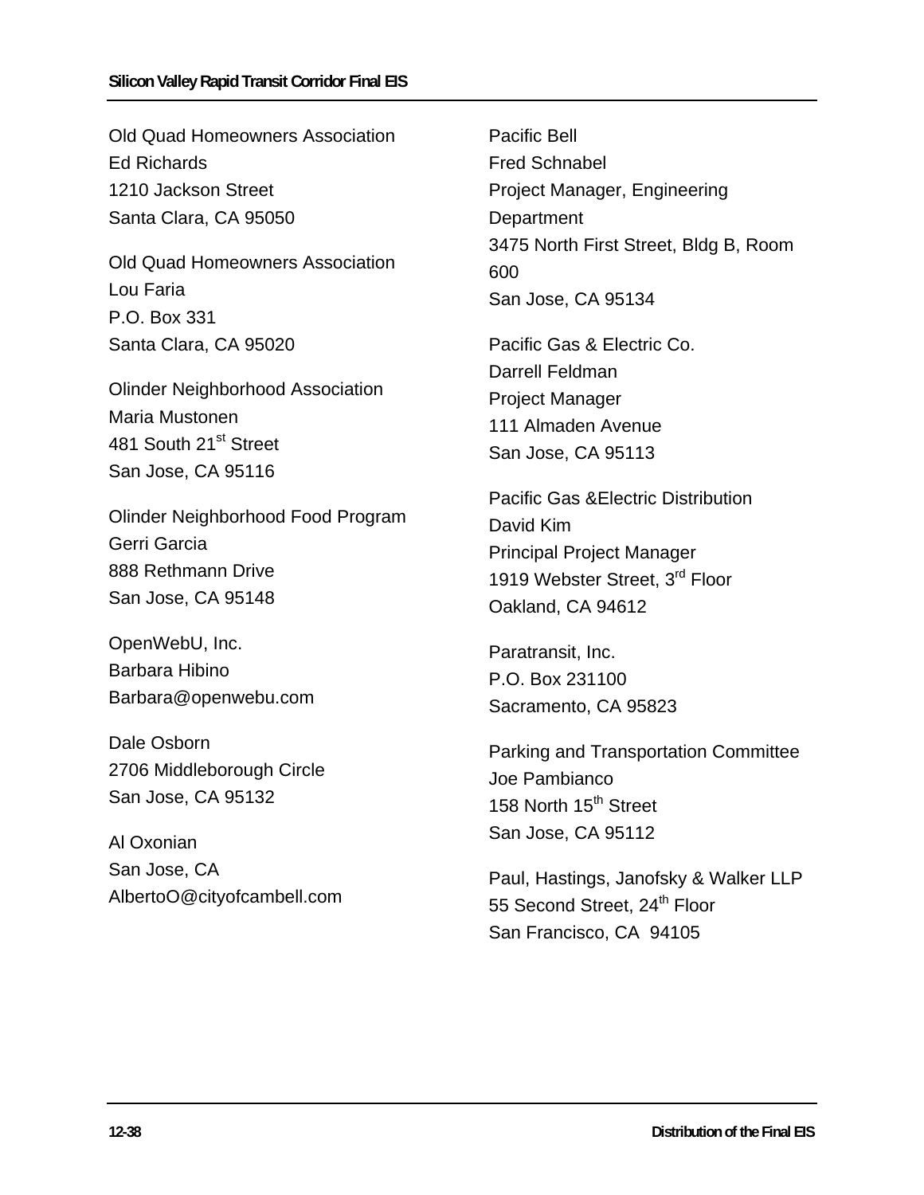Old Quad Homeowners Association
Ed Richards
1210 Jackson Street
Santa Clara, CA 95050

Old Quad Homeowners Association
Lou Faria
P.O. Box 331
Santa Clara, CA 95020

Olinder Neighborhood Association
Maria Mustonen
481 South 21st Street
San Jose, CA 95116

Olinder Neighborhood Food Program
Gerri Garcia
888 Rethmann Drive
San Jose, CA 95148

OpenWebU, Inc.
Barbara Hibino
Barbara@openwebu.com

Dale Osborn
2706 Middleborough Circle
San Jose, CA 95132

Al Oxonian
San Jose, CA
AlbertoO@cityofcambell.com

Pacific Bell
Fred Schnabel
Project Manager, Engineering Department
3475 North First Street, Bldg B, Room 600
San Jose, CA 95134

Pacific Gas & Electric Co.
Darrell Feldman
Project Manager
111 Almaden Avenue
San Jose, CA 95113

Pacific Gas &Electric Distribution
David Kim
Principal Project Manager
1919 Webster Street, 3rd Floor
Oakland, CA 94612

Paratransit, Inc.
P.O. Box 231100
Sacramento, CA 95823

Parking and Transportation Committee
Joe Pambianco
158 North 15th Street
San Jose, CA 95112

Paul, Hastings, Janofsky & Walker LLP
55 Second Street, 24th Floor
San Francisco, CA 94105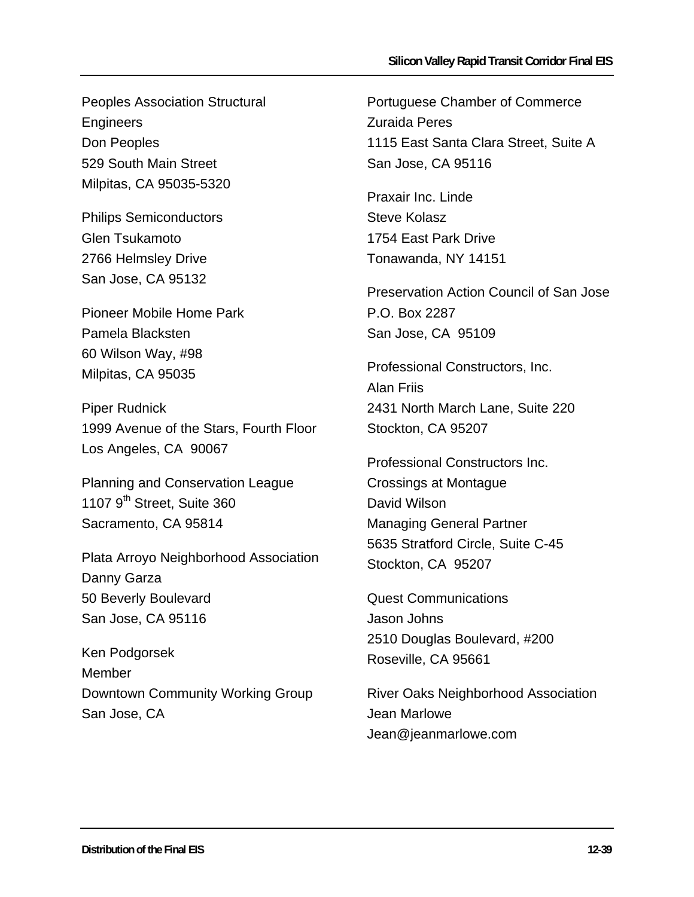Peoples Association Structural Engineers
Don Peoples
529 South Main Street
Milpitas, CA 95035-5320

Philips Semiconductors
Glen Tsukamoto
2766 Helmsley Drive
San Jose, CA 95132

Pioneer Mobile Home Park
Pamela Blacksten
60 Wilson Way, #98
Milpitas, CA 95035

Piper Rudnick
1999 Avenue of the Stars, Fourth Floor
Los Angeles, CA 90067

Planning and Conservation League
1107 9th Street, Suite 360
Sacramento, CA 95814

Plata Arroyo Neighborhood Association
Danny Garza
50 Beverly Boulevard
San Jose, CA 95116

Ken Podgorsek
Member
Downtown Community Working Group
San Jose, CA

Portuguese Chamber of Commerce
Zuraida Peres
1115 East Santa Clara Street, Suite A
San Jose, CA 95116

Praxair Inc. Linde
Steve Kolasz
1754 East Park Drive
Tonawanda, NY 14151

Preservation Action Council of San Jose
P.O. Box 2287
San Jose, CA 95109

Professional Constructors, Inc.
Alan Friis
2431 North March Lane, Suite 220
Stockton, CA 95207

Professional Constructors Inc.
Crossings at Montague
David Wilson
Managing General Partner
5635 Stratford Circle, Suite C-45
Stockton, CA 95207

Quest Communications
Jason Johns
2510 Douglas Boulevard, #200
Roseville, CA 95661

River Oaks Neighborhood Association
Jean Marlowe
Jean@jeanmarlowe.com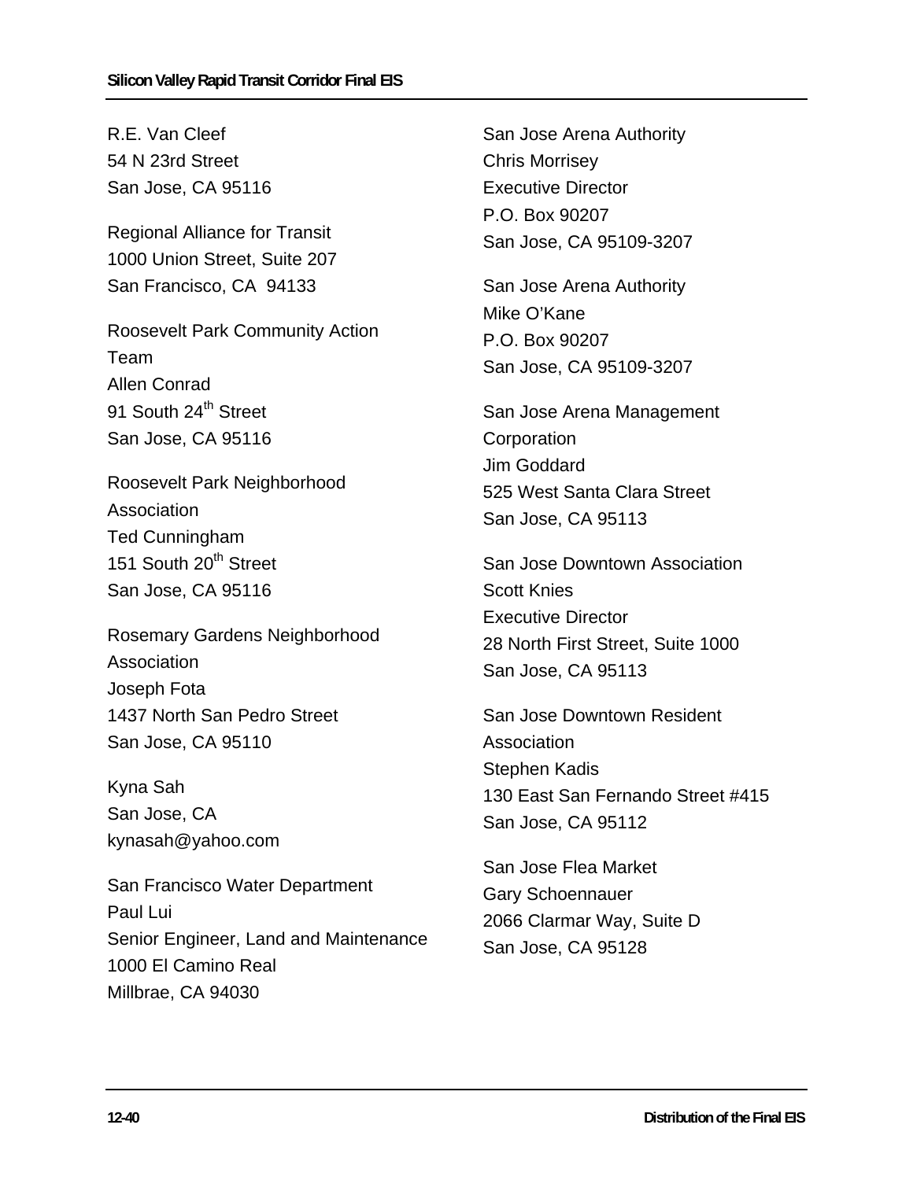R.E. Van Cleef
54 N 23rd Street
San Jose, CA 95116

Regional Alliance for Transit
1000 Union Street, Suite 207
San Francisco, CA 94133

Roosevelt Park Community Action Team
Allen Conrad
91 South 24th Street
San Jose, CA 95116

Roosevelt Park Neighborhood Association
Ted Cunningham
151 South 20th Street
San Jose, CA 95116

Rosemary Gardens Neighborhood Association
Joseph Fota
1437 North San Pedro Street
San Jose, CA 95110

Kyna Sah
San Jose, CA
kynasah@yahoo.com

San Francisco Water Department
Paul Lui
Senior Engineer, Land and Maintenance
1000 El Camino Real
Millbrae, CA 94030

San Jose Arena Authority
Chris Morrisey
Executive Director
P.O. Box 90207
San Jose, CA 95109-3207

San Jose Arena Authority
Mike O'Kane
P.O. Box 90207
San Jose, CA 95109-3207

San Jose Arena Management Corporation
Jim Goddard
525 West Santa Clara Street
San Jose, CA 95113

San Jose Downtown Association
Scott Knies
Executive Director
28 North First Street, Suite 1000
San Jose, CA 95113

San Jose Downtown Resident Association
Stephen Kadis
130 East San Fernando Street #415
San Jose, CA 95112

San Jose Flea Market
Gary Schoennauer
2066 Clarmar Way, Suite D
San Jose, CA 95128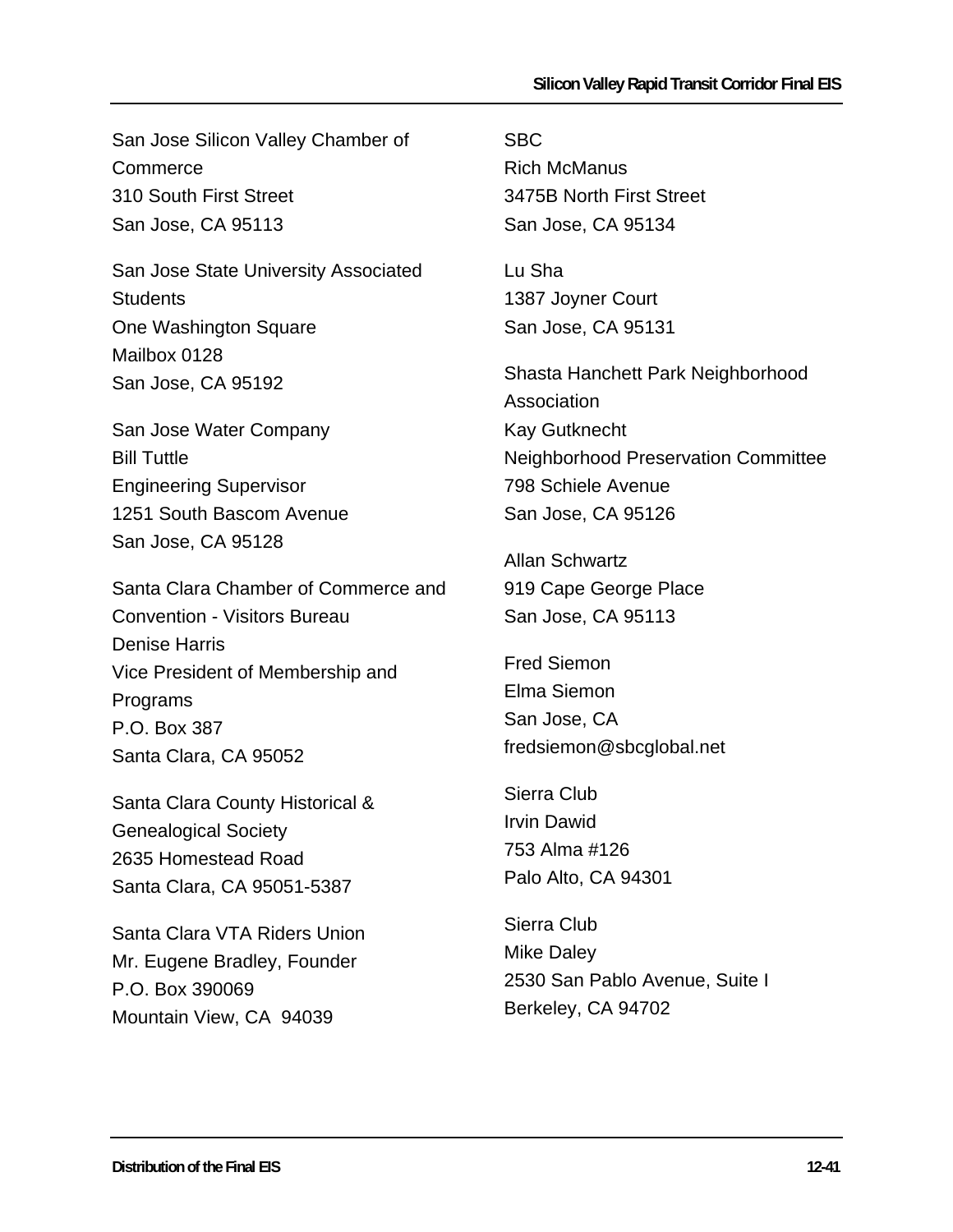San Jose Silicon Valley Chamber of Commerce
310 South First Street
San Jose, CA 95113

San Jose State University Associated Students
One Washington Square
Mailbox 0128
San Jose, CA 95192

San Jose Water Company
Bill Tuttle
Engineering Supervisor
1251 South Bascom Avenue
San Jose, CA 95128

Santa Clara Chamber of Commerce and Convention - Visitors Bureau
Denise Harris
Vice President of Membership and Programs
P.O. Box 387
Santa Clara, CA 95052

Santa Clara County Historical & Genealogical Society
2635 Homestead Road
Santa Clara, CA 95051-5387

Santa Clara VTA Riders Union
Mr. Eugene Bradley, Founder
P.O. Box 390069
Mountain View, CA 94039

SBC
Rich McManus
3475B North First Street
San Jose, CA 95134

Lu Sha
1387 Joyner Court
San Jose, CA 95131

Shasta Hanchett Park Neighborhood Association
Kay Gutknecht
Neighborhood Preservation Committee
798 Schiele Avenue
San Jose, CA 95126

Allan Schwartz
919 Cape George Place
San Jose, CA 95113

Fred Siemon
Elma Siemon
San Jose, CA
fredsiemon@sbcglobal.net

Sierra Club
Irvin Dawid
753 Alma #126
Palo Alto, CA 94301

Sierra Club
Mike Daley
2530 San Pablo Avenue, Suite I
Berkeley, CA 94702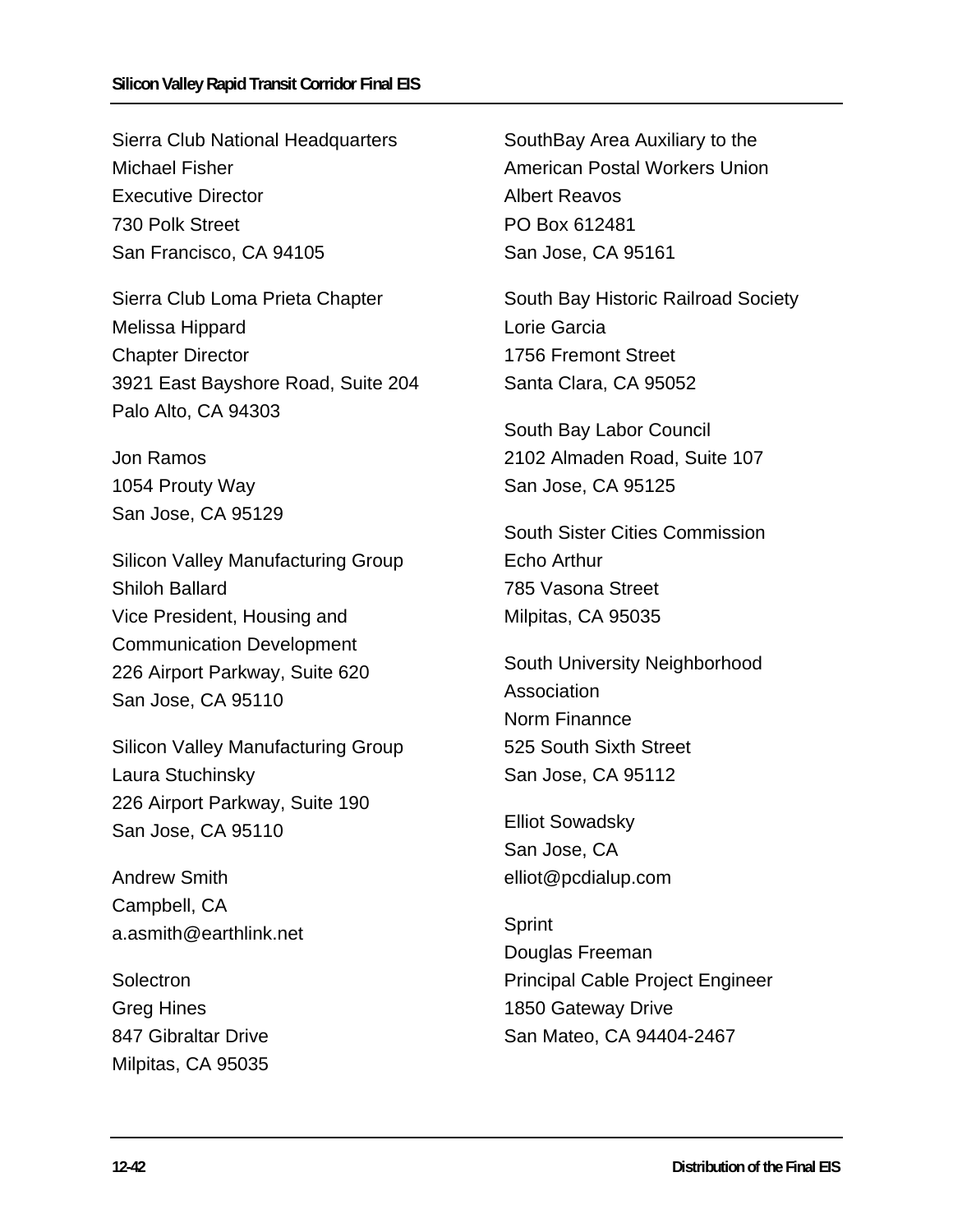Sierra Club National Headquarters
Michael Fisher
Executive Director
730 Polk Street
San Francisco, CA 94105

Sierra Club Loma Prieta Chapter
Melissa Hippard
Chapter Director
3921 East Bayshore Road, Suite 204
Palo Alto, CA 94303

Jon Ramos
1054 Prouty Way
San Jose, CA 95129

Silicon Valley Manufacturing Group
Shiloh Ballard
Vice President, Housing and Communication Development
226 Airport Parkway, Suite 620
San Jose, CA 95110

Silicon Valley Manufacturing Group
Laura Stuchinsky
226 Airport Parkway, Suite 190
San Jose, CA 95110

Andrew Smith
Campbell, CA
a.asmith@earthlink.net

Solectron
Greg Hines
847 Gibraltar Drive
Milpitas, CA 95035

SouthBay Area Auxiliary to the American Postal Workers Union
Albert Reavos
PO Box 612481
San Jose, CA 95161

South Bay Historic Railroad Society
Lorie Garcia
1756 Fremont Street
Santa Clara, CA 95052

South Bay Labor Council
2102 Almaden Road, Suite 107
San Jose, CA 95125

South Sister Cities Commission
Echo Arthur
785 Vasona Street
Milpitas, CA 95035

South University Neighborhood Association
Norm Finannce
525 South Sixth Street
San Jose, CA 95112

Elliot Sowadsky
San Jose, CA
elliot@pcdialup.com

Sprint
Douglas Freeman
Principal Cable Project Engineer
1850 Gateway Drive
San Mateo, CA 94404-2467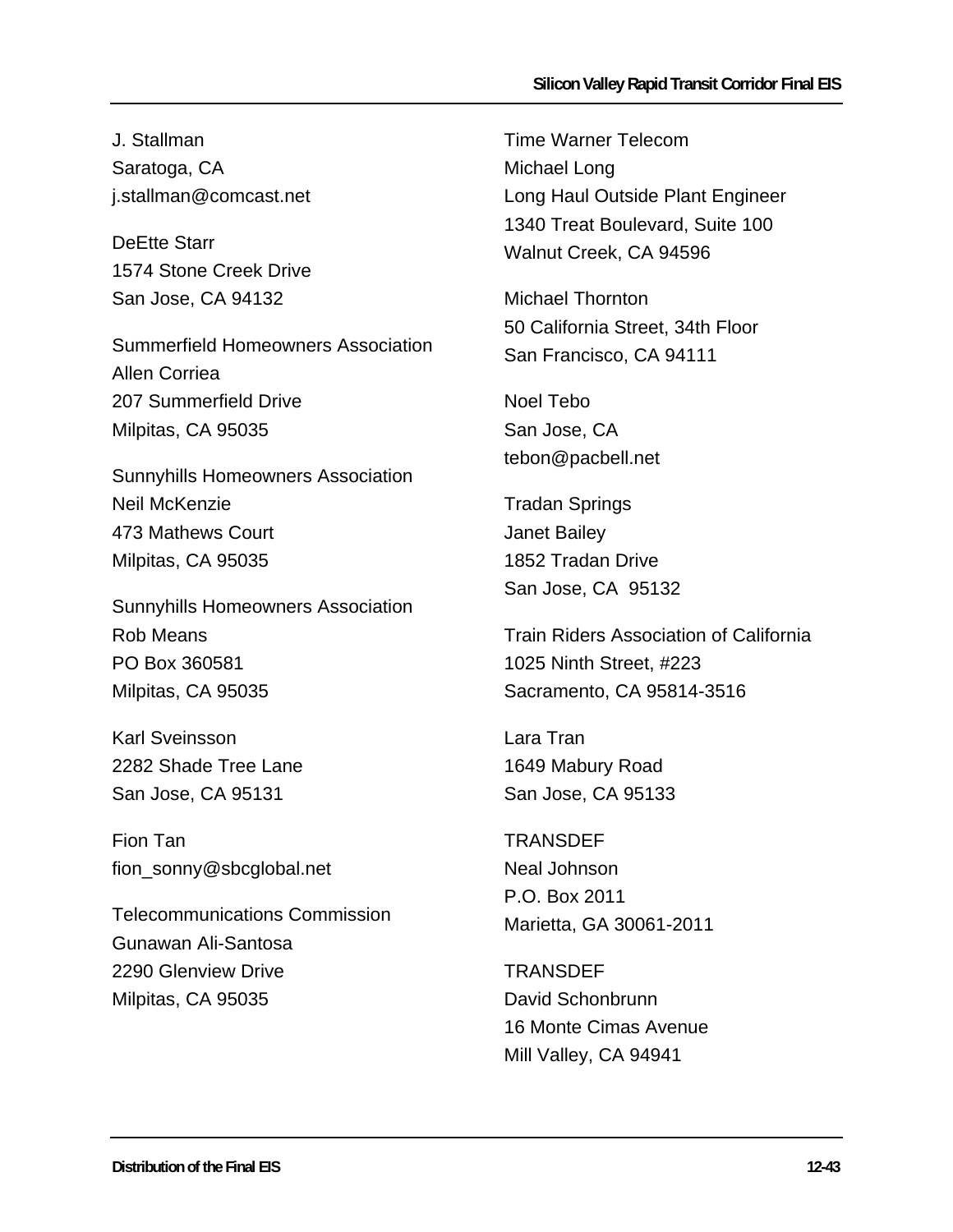J. Stallman
Saratoga, CA
j.stallman@comcast.net

DeEtte Starr
1574 Stone Creek Drive
San Jose, CA 94132

Summerfield Homeowners Association
Allen Corriea
207 Summerfield Drive
Milpitas, CA 95035

Sunnyhills Homeowners Association
Neil McKenzie
473 Mathews Court
Milpitas, CA 95035

Sunnyhills Homeowners Association
Rob Means
PO Box 360581
Milpitas, CA 95035

Karl Sveinsson
2282 Shade Tree Lane
San Jose, CA 95131

Fion Tan
fion_sonny@sbcglobal.net

Telecommunications Commission
Gunawan Ali-Santosa
2290 Glenview Drive
Milpitas, CA 95035

Time Warner Telecom
Michael Long
Long Haul Outside Plant Engineer
1340 Treat Boulevard, Suite 100
Walnut Creek, CA 94596

Michael Thornton
50 California Street, 34th Floor
San Francisco, CA 94111

Noel Tebo
San Jose, CA
tebon@pacbell.net

Tradan Springs
Janet Bailey
1852 Tradan Drive
San Jose, CA 95132

Train Riders Association of California
1025 Ninth Street, #223
Sacramento, CA 95814-3516

Lara Tran
1649 Mabury Road
San Jose, CA 95133

TRANSDEF
Neal Johnson
P.O. Box 2011
Marietta, GA 30061-2011

TRANSDEF
David Schonbrunn
16 Monte Cimas Avenue
Mill Valley, CA 94941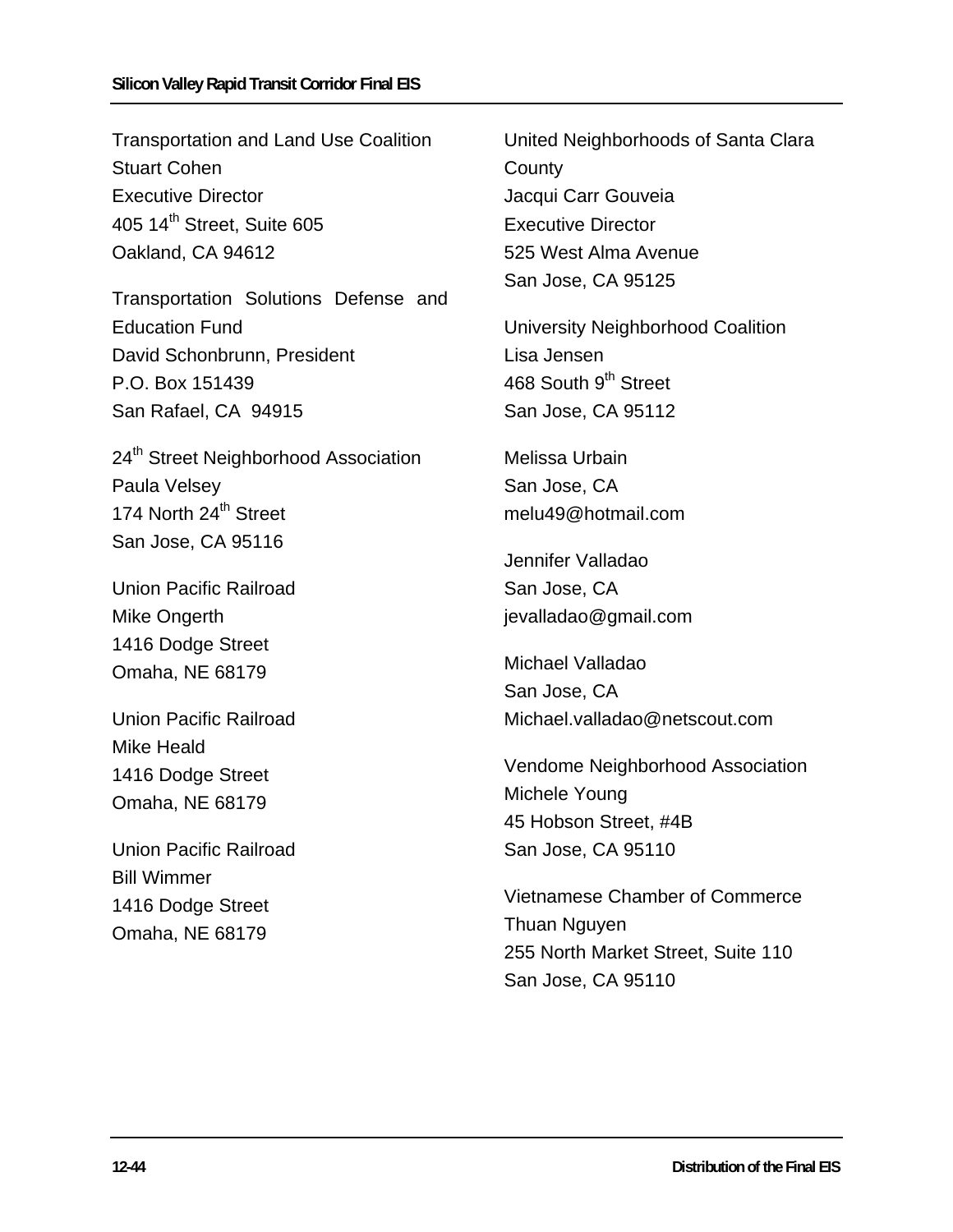Transportation and Land Use Coalition
Stuart Cohen
Executive Director
405 14th Street, Suite 605
Oakland, CA 94612

Transportation Solutions Defense and Education Fund
David Schonbrunn, President
P.O. Box 151439
San Rafael, CA 94915

24th Street Neighborhood Association
Paula Velsey
174 North 24th Street
San Jose, CA 95116

Union Pacific Railroad
Mike Ongerth
1416 Dodge Street
Omaha, NE 68179

Union Pacific Railroad
Mike Heald
1416 Dodge Street
Omaha, NE 68179

Union Pacific Railroad
Bill Wimmer
1416 Dodge Street
Omaha, NE 68179

United Neighborhoods of Santa Clara County
Jacqui Carr Gouveia
Executive Director
525 West Alma Avenue
San Jose, CA 95125

University Neighborhood Coalition
Lisa Jensen
468 South 9th Street
San Jose, CA 95112

Melissa Urbain
San Jose, CA
melu49@hotmail.com

Jennifer Valladao
San Jose, CA
jevalladao@gmail.com

Michael Valladao
San Jose, CA
Michael.valladao@netscout.com

Vendome Neighborhood Association
Michele Young
45 Hobson Street, #4B
San Jose, CA 95110

Vietnamese Chamber of Commerce
Thuan Nguyen
255 North Market Street, Suite 110
San Jose, CA 95110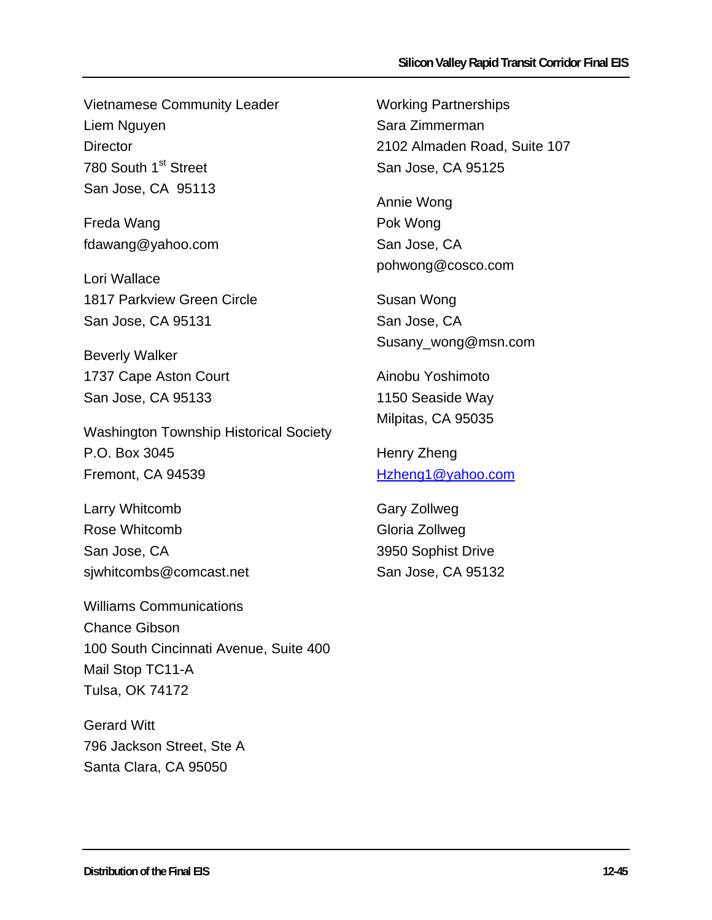Vietnamese Community Leader
Liem Nguyen
Director
780 South 1st Street
San Jose, CA 95113

Freda Wang
fdawang@yahoo.com

Lori Wallace
1817 Parkview Green Circle
San Jose, CA 95131

Beverly Walker
1737 Cape Aston Court
San Jose, CA 95133

Washington Township Historical Society
P.O. Box 3045
Fremont, CA 94539

Larry Whitcomb
Rose Whitcomb
San Jose, CA
sjwhitcombs@comcast.net

Williams Communications
Chance Gibson
100 South Cincinnati Avenue, Suite 400
Mail Stop TC11-A
Tulsa, OK 74172

Gerard Witt
796 Jackson Street, Ste A
Santa Clara, CA 95050

Working Partnerships
Sara Zimmerman
2102 Almaden Road, Suite 107
San Jose, CA 95125

Annie Wong
Pok Wong
San Jose, CA
pohwong@cosco.com

Susan Wong
San Jose, CA
Susany_wong@msn.com

Ainobu Yoshimoto
1150 Seaside Way
Milpitas, CA 95035

Henry Zheng
Hzheng1@yahoo.com

Gary Zollweg
Gloria Zollweg
3950 Sophist Drive
San Jose, CA 95132